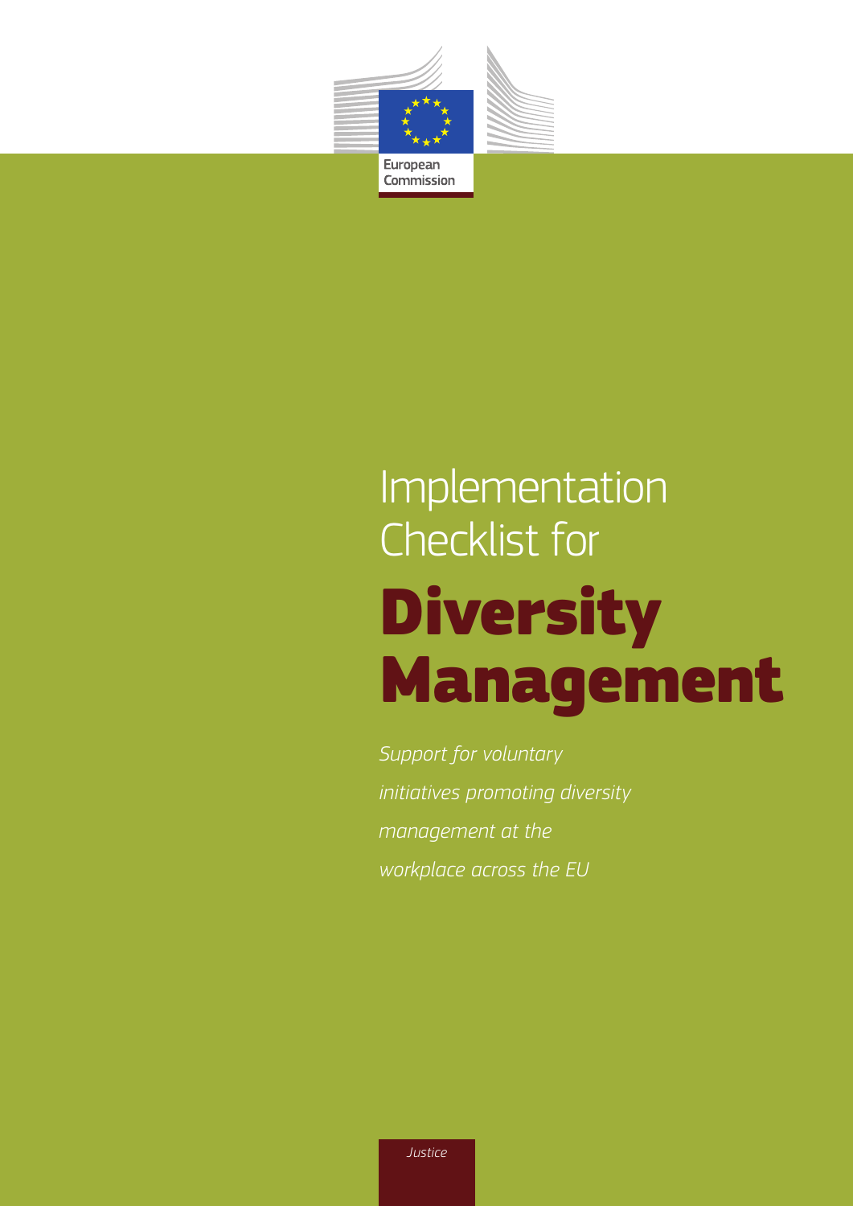European Commission

# Implementation Checklist for

# Diversity Management

*Support for voluntary initiatives promoting diversity management at the workplace across the EU*

*Justice*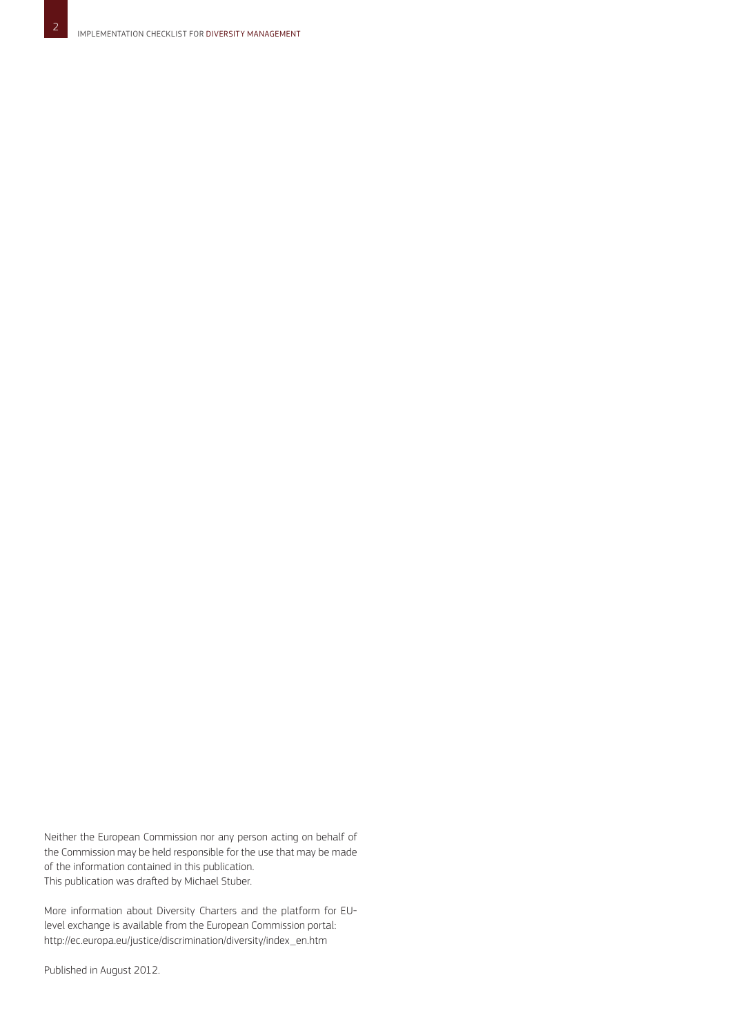Neither the European Commission nor any person acting on behalf of the Commission may be held responsible for the use that may be made of the information contained in this publication.
This publication was drafted by Michael Stuber.

More information about Diversity Charters and the platform for EU-level exchange is available from the European Commission portal:
http://ec.europa.eu/justice/discrimination/diversity/index_en.htm

Published in August 2012.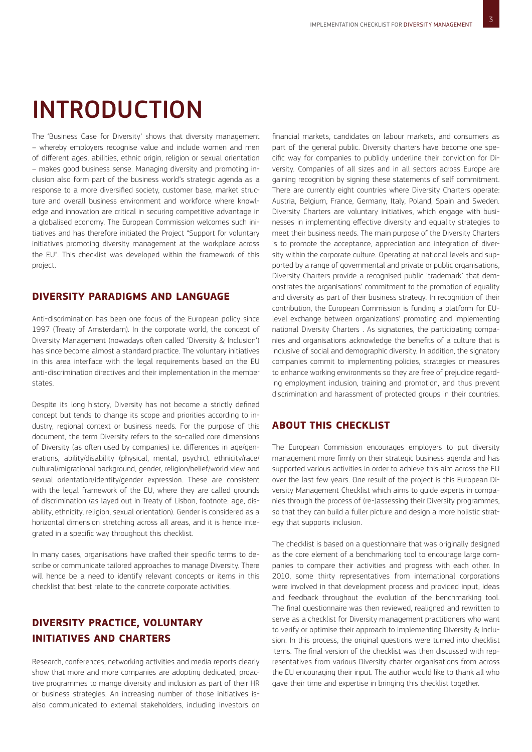# INTRODUCTION

The 'Business Case for Diversity' shows that diversity management – whereby employers recognise value and include women and men of different ages, abilities, ethnic origin, religion or sexual orientation – makes good business sense. Managing diversity and promoting inclusion also form part of the business world's strategic agenda as a response to a more diversified society, customer base, market structure and overall business environment and workforce where knowledge and innovation are critical in securing competitive advantage in a globalised economy. The European Commission welcomes such initiatives and has therefore initiated the Project "Support for voluntary initiatives promoting diversity management at the workplace across the EU". This checklist was developed within the framework of this project.

## DIVERSITY PARADIGMS AND LANGUAGE

Anti-discrimination has been one focus of the European policy since 1997 (Treaty of Amsterdam). In the corporate world, the concept of Diversity Management (nowadays often called 'Diversity & Inclusion') has since become almost a standard practice. The voluntary initiatives in this area interface with the legal requirements based on the EU anti-discrimination directives and their implementation in the member states.

Despite its long history, Diversity has not become a strictly defined concept but tends to change its scope and priorities according to industry, regional context or business needs. For the purpose of this document, the term Diversity refers to the so-called core dimensions of Diversity (as often used by companies) i.e. differences in age/generations, ability/disability (physical, mental, psychic), ethnicity/race/cultural/migrational background, gender, religion/belief/world view and sexual orientation/identity/gender expression. These are consistent with the legal framework of the EU, where they are called grounds of discrimination (as layed out in Treaty of Lisbon, footnote: age, disability, ethnicity, religion, sexual orientation). Gender is considered as a horizontal dimension stretching across all areas, and it is hence integrated in a specific way throughout this checklist.

In many cases, organisations have crafted their specific terms to describe or communicate tailored approaches to manage Diversity. There will hence be a need to identify relevant concepts or items in this checklist that best relate to the concrete corporate activities.

## DIVERSITY PRACTICE, VOLUNTARY INITIATIVES AND CHARTERS

Research, conferences, networking activities and media reports clearly show that more and more companies are adopting dedicated, proactive programmes to mange diversity and inclusion as part of their HR or business strategies. An increasing number of those initiatives isalso communicated to external stakeholders, including investors on financial markets, candidates on labour markets, and consumers as part of the general public. Diversity charters have become one specific way for companies to publicly underline their conviction for Diversity. Companies of all sizes and in all sectors across Europe are gaining recognition by signing these statements of self commitment. There are currently eight countries where Diversity Charters operate: Austria, Belgium, France, Germany, Italy, Poland, Spain and Sweden. Diversity Charters are voluntary initiatives, which engage with businesses in implementing effective diversity and equality strategies to meet their business needs. The main purpose of the Diversity Charters is to promote the acceptance, appreciation and integration of diversity within the corporate culture. Operating at national levels and supported by a range of governmental and private or public organisations, Diversity Charters provide a recognised public 'trademark' that demonstrates the organisations' commitment to the promotion of equality and diversity as part of their business strategy. In recognition of their contribution, the European Commission is funding a platform for EU-level exchange between organizations' promoting and implementing national Diversity Charters . As signatories, the participating companies and organisations acknowledge the benefits of a culture that is inclusive of social and demographic diversity. In addition, the signatory companies commit to implementing policies, strategies or measures to enhance working environments so they are free of prejudice regarding employment inclusion, training and promotion, and thus prevent discrimination and harassment of protected groups in their countries.

## ABOUT THIS CHECKLIST

The European Commission encourages employers to put diversity management more firmly on their strategic business agenda and has supported various activities in order to achieve this aim across the EU over the last few years. One result of the project is this European Diversity Management Checklist which aims to guide experts in companies through the process of (re-)assessing their Diversity programmes, so that they can build a fuller picture and design a more holistic strategy that supports inclusion.

The checklist is based on a questionnaire that was originally designed as the core element of a benchmarking tool to encourage large companies to compare their activities and progress with each other. In 2010, some thirty representatives from international corporations were involved in that development process and provided input, ideas and feedback throughout the evolution of the benchmarking tool. The final questionnaire was then reviewed, realigned and rewritten to serve as a checklist for Diversity management practitioners who want to verify or optimise their approach to implementing Diversity & Inclusion. In this process, the original questions were turned into checklist items. The final version of the checklist was then discussed with representatives from various Diversity charter organisations from across the EU encouraging their input. The author would like to thank all who gave their time and expertise in bringing this checklist together.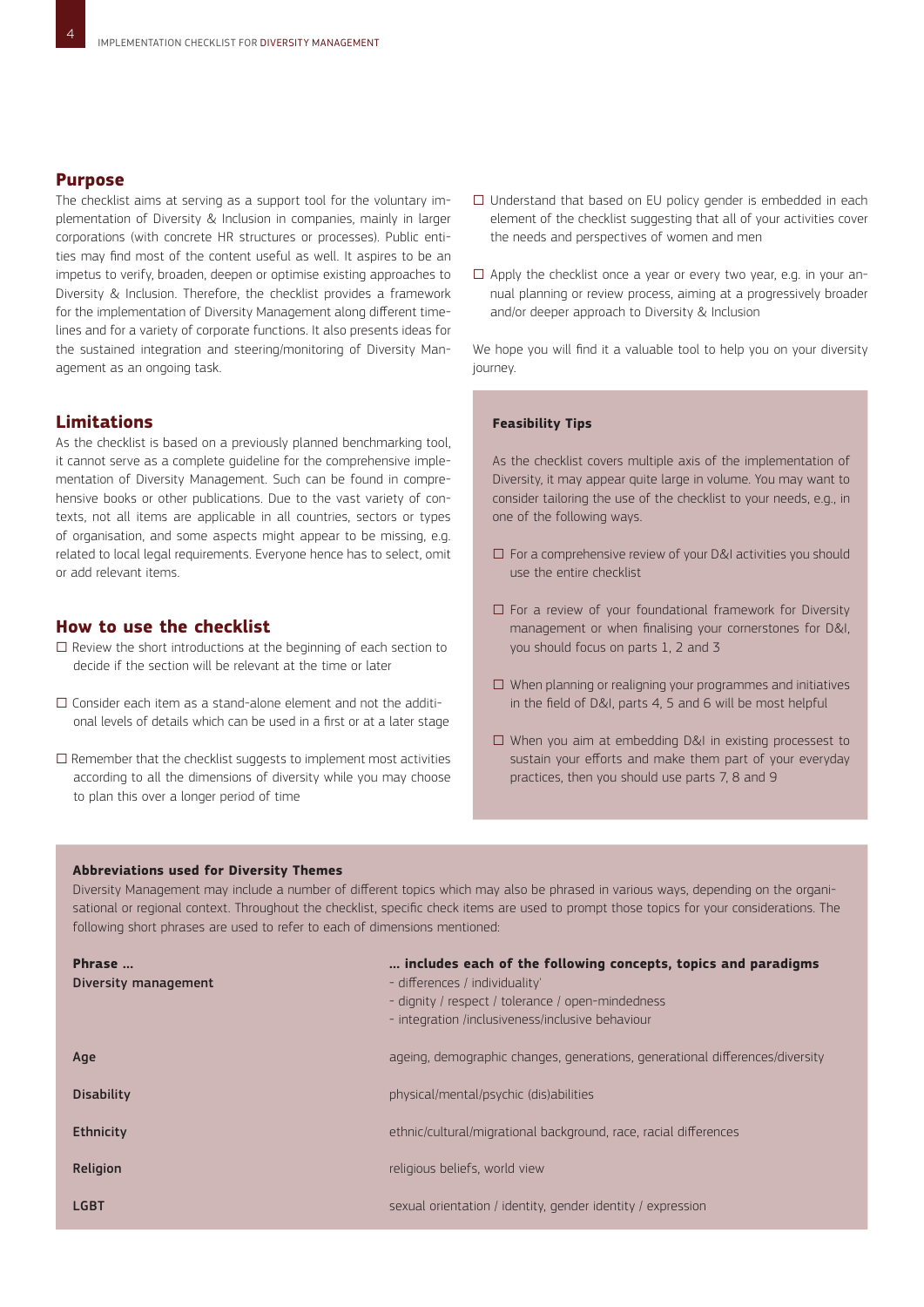## Purpose

The checklist aims at serving as a support tool for the voluntary implementation of Diversity & Inclusion in companies, mainly in larger corporations (with concrete HR structures or processes). Public entities may find most of the content useful as well. It aspires to be an impetus to verify, broaden, deepen or optimise existing approaches to Diversity & Inclusion. Therefore, the checklist provides a framework for the implementation of Diversity Management along different timelines and for a variety of corporate functions. It also presents ideas for the sustained integration and steering/monitoring of Diversity Management as an ongoing task.

## Limitations

As the checklist is based on a previously planned benchmarking tool, it cannot serve as a complete guideline for the comprehensive implementation of Diversity Management. Such can be found in comprehensive books or other publications. Due to the vast variety of contexts, not all items are applicable in all countries, sectors or types of organisation, and some aspects might appear to be missing, e.g. related to local legal requirements. Everyone hence has to select, omit or add relevant items.

## How to use the checklist

- ☐ Review the short introductions at the beginning of each section to decide if the section will be relevant at the time or later
- ☐ Consider each item as a stand-alone element and not the additional levels of details which can be used in a first or at a later stage
- ☐ Remember that the checklist suggests to implement most activities according to all the dimensions of diversity while you may choose to plan this over a longer period of time
- ☐ Understand that based on EU policy gender is embedded in each element of the checklist suggesting that all of your activities cover the needs and perspectives of women and men
- ☐ Apply the checklist once a year or every two year, e.g. in your annual planning or review process, aiming at a progressively broader and/or deeper approach to Diversity & Inclusion

We hope you will find it a valuable tool to help you on your diversity journey.

**Feasibility Tips**

As the checklist covers multiple axis of the implementation of Diversity, it may appear quite large in volume. You may want to consider tailoring the use of the checklist to your needs, e.g., in one of the following ways.

- ☐ For a comprehensive review of your D&I activities you should use the entire checklist
- ☐ For a review of your foundational framework for Diversity management or when finalising your cornerstones for D&I, you should focus on parts 1, 2 and 3
- ☐ When planning or realigning your programmes and initiatives in the field of D&I, parts 4, 5 and 6 will be most helpful
- ☐ When you aim at embedding D&I in existing processest to sustain your efforts and make them part of your everyday practices, then you should use parts 7, 8 and 9

**Abbreviations used for Diversity Themes**

Diversity Management may include a number of different topics which may also be phrased in various ways, depending on the organisational or regional context. Throughout the checklist, specific check items are used to prompt those topics for your considerations. The following short phrases are used to refer to each of dimensions mentioned:

| Phrase … | … includes each of the following concepts, topics and paradigms |
|---|---|
| **Diversity management** | - differences / individuality'<br>- dignity / respect / tolerance / open-mindedness<br>- integration /inclusiveness/inclusive behaviour |
| **Age** | ageing, demographic changes, generations, generational differences/diversity |
| **Disability** | physical/mental/psychic (dis)abilities |
| **Ethnicity** | ethnic/cultural/migrational background, race, racial differences |
| **Religion** | religious beliefs, world view |
| **LGBT** | sexual orientation / identity, gender identity / expression |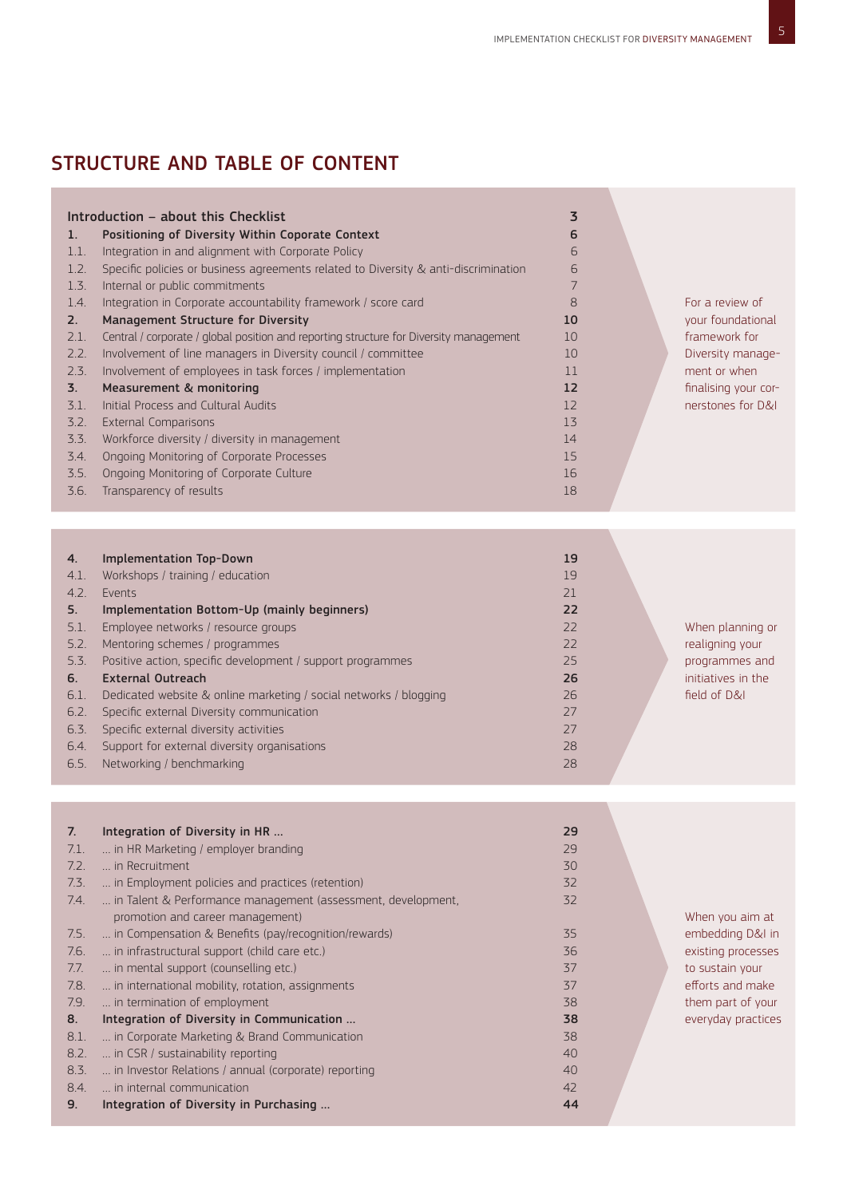## STRUCTURE AND TABLE OF CONTENT

| | | Page | |
|---|---|---|---|
| | **Introduction – about this Checklist** | **3** | For a review of your foundational framework for Diversity management or when finalising your cornerstones for D&I |
| **1.** | **Positioning of Diversity Within Coporate Context** | **6** | |
| 1.1. | Integration in and alignment with Corporate Policy | 6 | |
| 1.2. | Specific policies or business agreements related to Diversity & anti-discrimination | 6 | |
| 1.3. | Internal or public commitments | 7 | |
| 1.4. | Integration in Corporate accountability framework / score card | 8 | |
| **2.** | **Management Structure for Diversity** | **10** | |
| 2.1. | Central / corporate / global position and reporting structure for Diversity management | 10 | |
| 2.2. | Involvement of line managers in Diversity council / committee | 10 | |
| 2.3. | Involvement of employees in task forces / implementation | 11 | |
| **3.** | **Measurement & monitoring** | **12** | |
| 3.1. | Initial Process and Cultural Audits | 12 | |
| 3.2. | External Comparisons | 13 | |
| 3.3. | Workforce diversity / diversity in management | 14 | |
| 3.4. | Ongoing Monitoring of Corporate Processes | 15 | |
| 3.5. | Ongoing Monitoring of Corporate Culture | 16 | |
| 3.6. | Transparency of results | 18 | |
| **4.** | **Implementation Top-Down** | **19** | When planning or realigning your programmes and initiatives in the field of D&I |
| 4.1. | Workshops / training / education | 19 | |
| 4.2. | Events | 21 | |
| **5.** | **Implementation Bottom-Up (mainly beginners)** | **22** | |
| 5.1. | Employee networks / resource groups | 22 | |
| 5.2. | Mentoring schemes / programmes | 22 | |
| 5.3. | Positive action, specific development / support programmes | 25 | |
| **6.** | **External Outreach** | **26** | |
| 6.1. | Dedicated website & online marketing / social networks / blogging | 26 | |
| 6.2. | Specific external Diversity communication | 27 | |
| 6.3. | Specific external diversity activities | 27 | |
| 6.4. | Support for external diversity organisations | 28 | |
| 6.5. | Networking / benchmarking | 28 | |
| **7.** | **Integration of Diversity in HR …** | **29** | When you aim at embedding D&I in existing processes to sustain your efforts and make them part of your everyday practices |
| 7.1. | … in HR Marketing / employer branding | 29 | |
| 7.2. | … in Recruitment | 30 | |
| 7.3. | … in Employment policies and practices (retention) | 32 | |
| 7.4. | … in Talent & Performance management (assessment, development, promotion and career management) | 32 | |
| 7.5. | … in Compensation & Benefits (pay/recognition/rewards) | 35 | |
| 7.6. | … in infrastructural support (child care etc.) | 36 | |
| 7.7. | … in mental support (counselling etc.) | 37 | |
| 7.8. | … in international mobility, rotation, assignments | 37 | |
| 7.9. | … in termination of employment | 38 | |
| **8.** | **Integration of Diversity in Communication …** | **38** | |
| 8.1. | … in Corporate Marketing & Brand Communication | 38 | |
| 8.2. | … in CSR / sustainability reporting | 40 | |
| 8.3. | … in Investor Relations / annual (corporate) reporting | 40 | |
| 8.4. | … in internal communication | 42 | |
| **9.** | **Integration of Diversity in Purchasing …** | **44** | |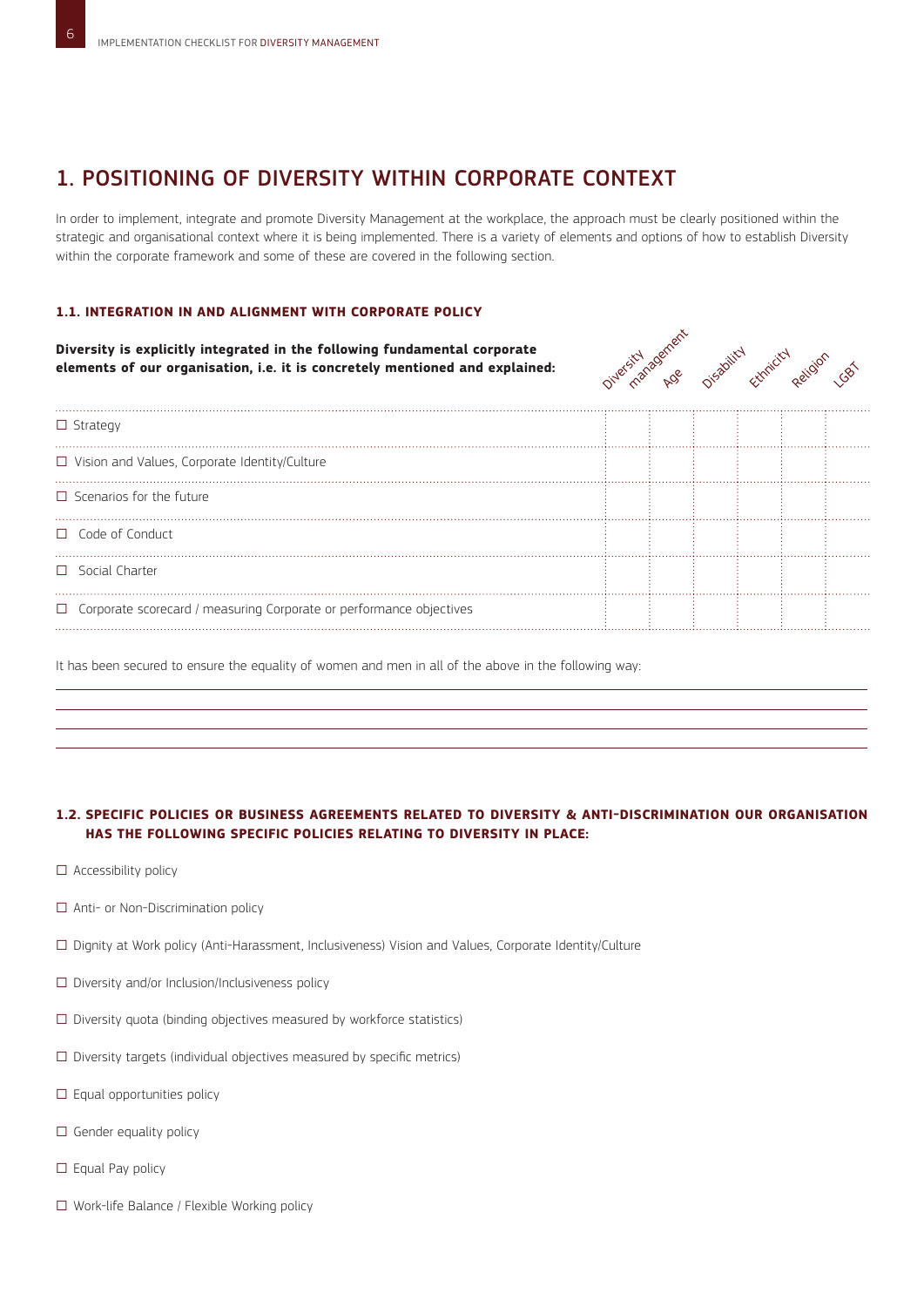## 1. POSITIONING OF DIVERSITY WITHIN CORPORATE CONTEXT

In order to implement, integrate and promote Diversity Management at the workplace, the approach must be clearly positioned within the strategic and organisational context where it is being implemented. There is a variety of elements and options of how to establish Diversity within the corporate framework and some of these are covered in the following section.

### 1.1. INTEGRATION IN AND ALIGNMENT WITH CORPORATE POLICY

| **Diversity is explicitly integrated in the following fundamental corporate elements of our organisation, i.e. it is concretely mentioned and explained:** | Diversity management | Age | Disability | Ethnicity | Religion | LGBT |
|---|---|---|---|---|---|---|
| ☐ Strategy | | | | | | |
| ☐ Vision and Values, Corporate Identity/Culture | | | | | | |
| ☐ Scenarios for the future | | | | | | |
| ☐ Code of Conduct | | | | | | |
| ☐ Social Charter | | | | | | |
| ☐ Corporate scorecard / measuring Corporate or performance objectives | | | | | | |

It has been secured to ensure the equality of women and men in all of the above in the following way:

\_\_\_\_\_\_\_\_\_\_\_\_\_\_\_\_\_\_\_\_\_\_\_\_\_\_\_\_\_\_\_\_\_\_\_\_\_\_\_\_\_\_\_\_\_\_\_\_\_\_\_\_\_\_\_\_\_\_\_\_

\_\_\_\_\_\_\_\_\_\_\_\_\_\_\_\_\_\_\_\_\_\_\_\_\_\_\_\_\_\_\_\_\_\_\_\_\_\_\_\_\_\_\_\_\_\_\_\_\_\_\_\_\_\_\_\_\_\_\_\_

\_\_\_\_\_\_\_\_\_\_\_\_\_\_\_\_\_\_\_\_\_\_\_\_\_\_\_\_\_\_\_\_\_\_\_\_\_\_\_\_\_\_\_\_\_\_\_\_\_\_\_\_\_\_\_\_\_\_\_\_

\_\_\_\_\_\_\_\_\_\_\_\_\_\_\_\_\_\_\_\_\_\_\_\_\_\_\_\_\_\_\_\_\_\_\_\_\_\_\_\_\_\_\_\_\_\_\_\_\_\_\_\_\_\_\_\_\_\_\_\_

### 1.2. SPECIFIC POLICIES OR BUSINESS AGREEMENTS RELATED TO DIVERSITY & ANTI-DISCRIMINATION OUR ORGANISATION HAS THE FOLLOWING SPECIFIC POLICIES RELATING TO DIVERSITY IN PLACE:

☐ Accessibility policy

☐ Anti- or Non-Discrimination policy

☐ Dignity at Work policy (Anti-Harassment, Inclusiveness) Vision and Values, Corporate Identity/Culture

☐ Diversity and/or Inclusion/Inclusiveness policy

☐ Diversity quota (binding objectives measured by workforce statistics)

☐ Diversity targets (individual objectives measured by specific metrics)

☐ Equal opportunities policy

☐ Gender equality policy

☐ Equal Pay policy

☐ Work-life Balance / Flexible Working policy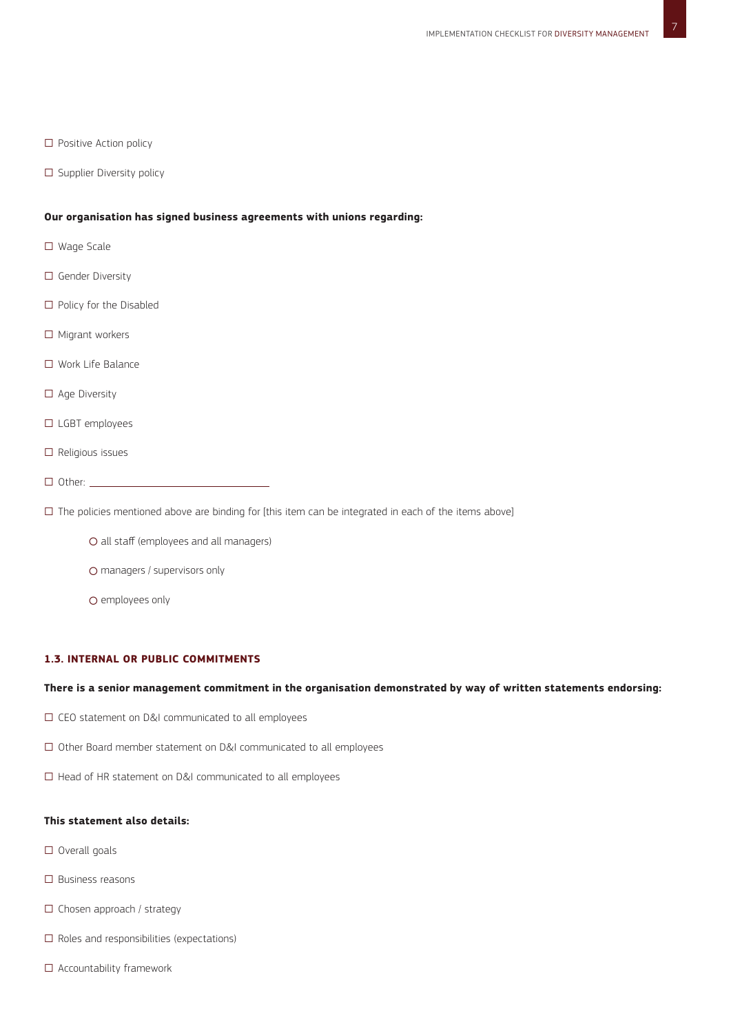☐ Positive Action policy

☐ Supplier Diversity policy

**Our organisation has signed business agreements with unions regarding:**

☐ Wage Scale

☐ Gender Diversity

☐ Policy for the Disabled

☐ Migrant workers

☐ Work Life Balance

☐ Age Diversity

☐ LGBT employees

☐ Religious issues

☐ Other: ______________________________

☐ The policies mentioned above are binding for [this item can be integrated in each of the items above]

- ○ all staff (employees and all managers)
- ○ managers / supervisors only
- ○ employees only

### 1.3. INTERNAL OR PUBLIC COMMITMENTS

**There is a senior management commitment in the organisation demonstrated by way of written statements endorsing:**

☐ CEO statement on D&I communicated to all employees

☐ Other Board member statement on D&I communicated to all employees

☐ Head of HR statement on D&I communicated to all employees

**This statement also details:**

☐ Overall goals

☐ Business reasons

☐ Chosen approach / strategy

☐ Roles and responsibilities (expectations)

☐ Accountability framework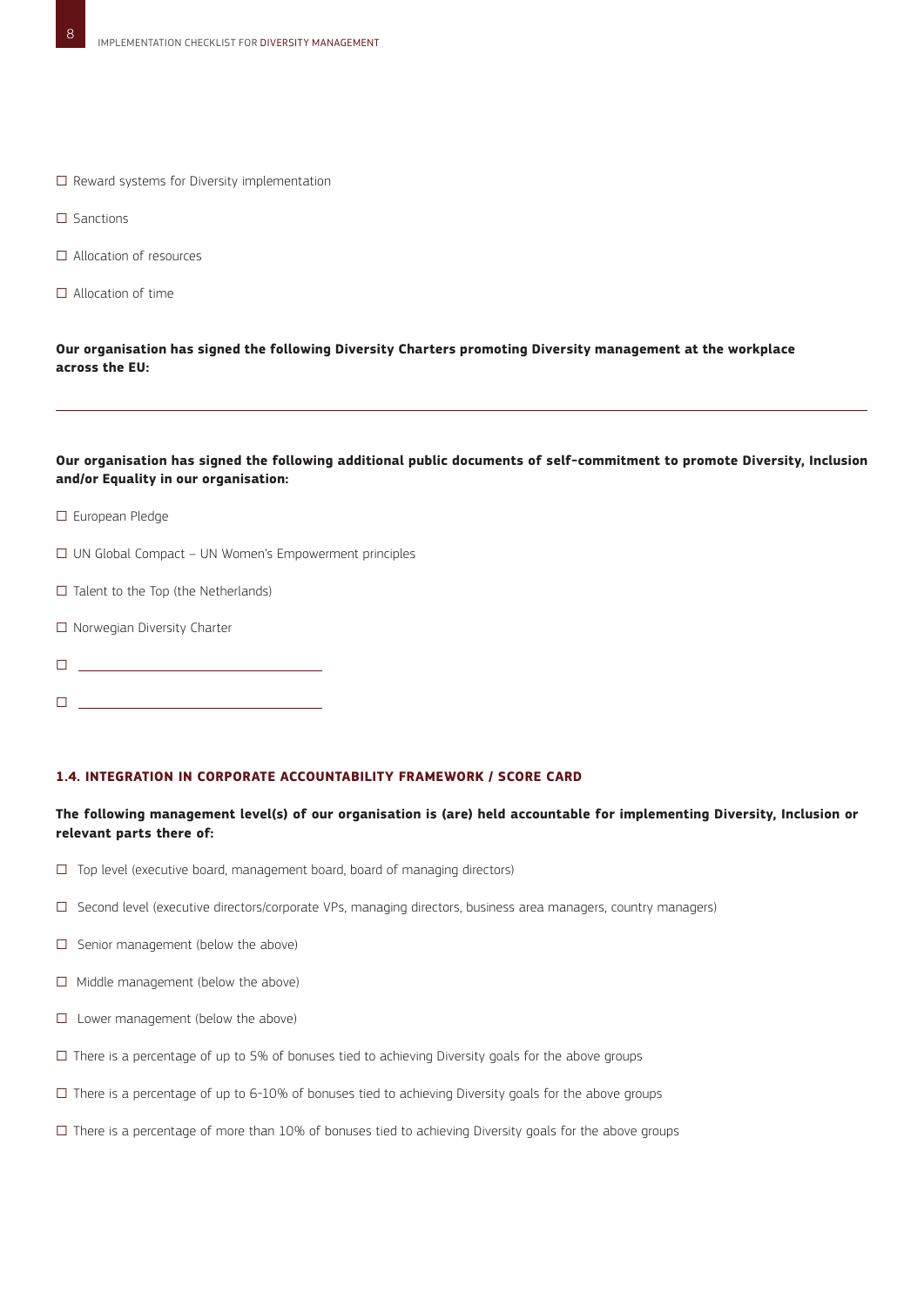☐ Reward systems for Diversity implementation

☐ Sanctions

☐ Allocation of resources

☐ Allocation of time

**Our organisation has signed the following Diversity Charters promoting Diversity management at the workplace across the EU:**

---

**Our organisation has signed the following additional public documents of self-commitment to promote Diversity, Inclusion and/or Equality in our organisation:**

☐ European Pledge

☐ UN Global Compact – UN Women's Empowerment principles

☐ Talent to the Top (the Netherlands)

☐ Norwegian Diversity Charter

☐ ______________________________

☐ ______________________________

#### 1.4. INTEGRATION IN CORPORATE ACCOUNTABILITY FRAMEWORK / SCORE CARD

**The following management level(s) of our organisation is (are) held accountable for implementing Diversity, Inclusion or relevant parts there of:**

☐ Top level (executive board, management board, board of managing directors)

☐ Second level (executive directors/corporate VPs, managing directors, business area managers, country managers)

☐ Senior management (below the above)

☐ Middle management (below the above)

☐ Lower management (below the above)

☐ There is a percentage of up to 5% of bonuses tied to achieving Diversity goals for the above groups

☐ There is a percentage of up to 6-10% of bonuses tied to achieving Diversity goals for the above groups

☐ There is a percentage of more than 10% of bonuses tied to achieving Diversity goals for the above groups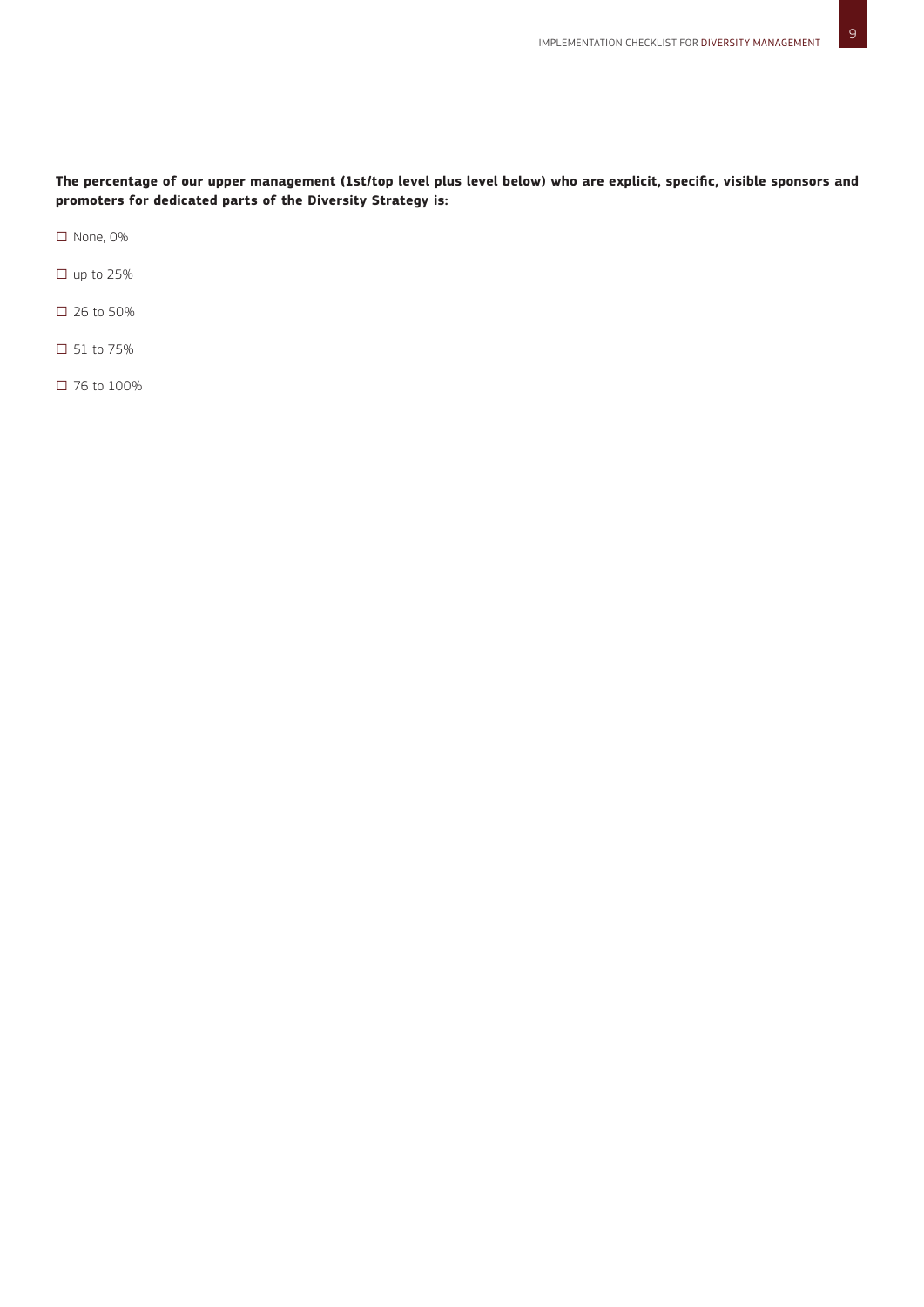**The percentage of our upper management (1st/top level plus level below) who are explicit, specific, visible sponsors and promoters for dedicated parts of the Diversity Strategy is:**

☐ None, 0%

☐ up to 25%

☐ 26 to 50%

☐ 51 to 75%

☐ 76 to 100%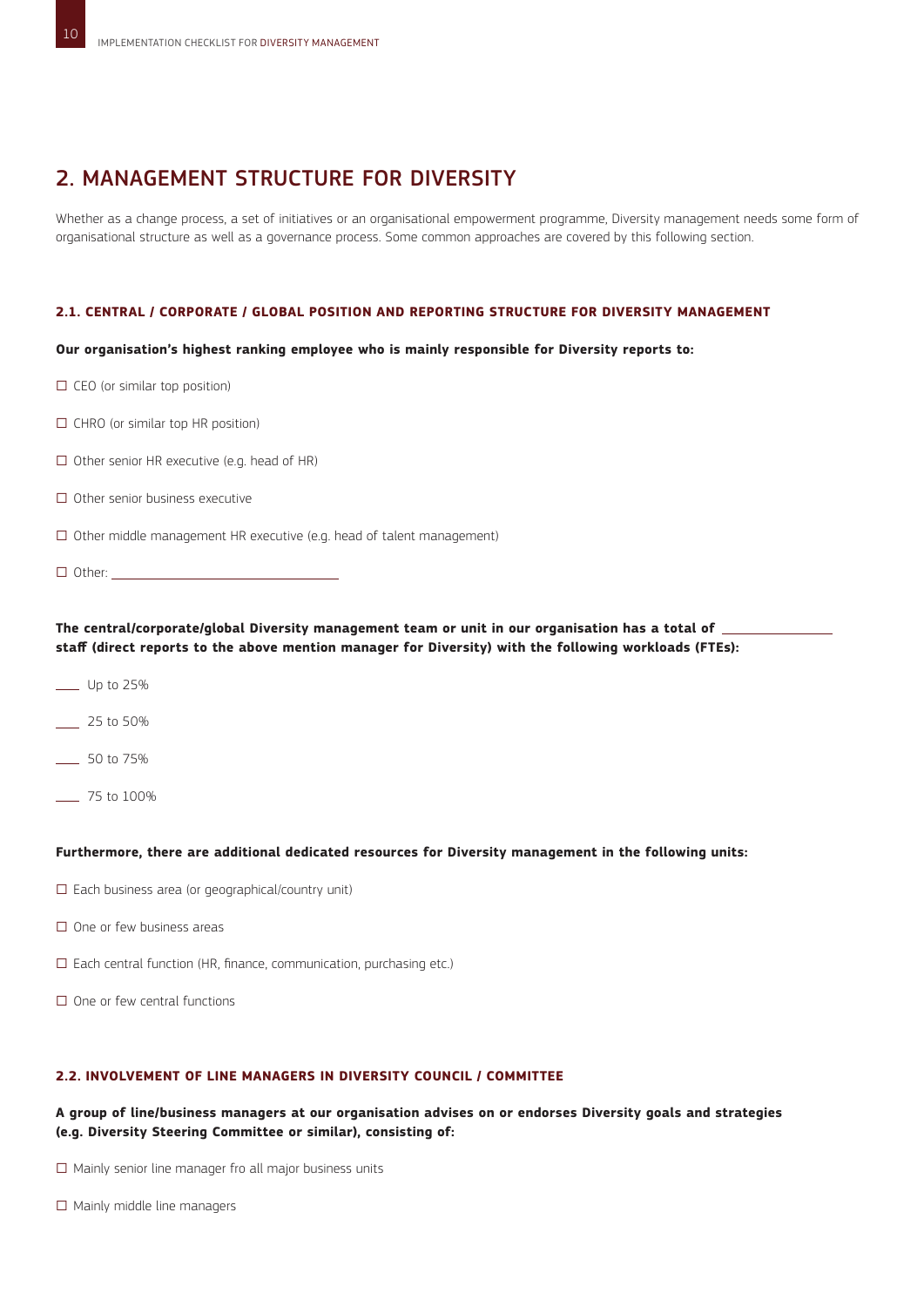## 2. MANAGEMENT STRUCTURE FOR DIVERSITY

Whether as a change process, a set of initiatives or an organisational empowerment programme, Diversity management needs some form of organisational structure as well as a governance process. Some common approaches are covered by this following section.

### 2.1. CENTRAL / CORPORATE / GLOBAL POSITION AND REPORTING STRUCTURE FOR DIVERSITY MANAGEMENT

**Our organisation's highest ranking employee who is mainly responsible for Diversity reports to:**

- ☐ CEO (or similar top position)
- ☐ CHRO (or similar top HR position)
- ☐ Other senior HR executive (e.g. head of HR)
- ☐ Other senior business executive
- ☐ Other middle management HR executive (e.g. head of talent management)
- ☐ Other: ______________________

**The central/corporate/global Diversity management team or unit in our organisation has a total of __________ staff (direct reports to the above mention manager for Diversity) with the following workloads (FTEs):**

- ____ Up to 25%
- ____ 25 to 50%
- ____ 50 to 75%
- ____ 75 to 100%

**Furthermore, there are additional dedicated resources for Diversity management in the following units:**

- ☐ Each business area (or geographical/country unit)
- ☐ One or few business areas
- ☐ Each central function (HR, finance, communication, purchasing etc.)
- ☐ One or few central functions

### 2.2. INVOLVEMENT OF LINE MANAGERS IN DIVERSITY COUNCIL / COMMITTEE

**A group of line/business managers at our organisation advises on or endorses Diversity goals and strategies (e.g. Diversity Steering Committee or similar), consisting of:**

- ☐ Mainly senior line manager fro all major business units
- ☐ Mainly middle line managers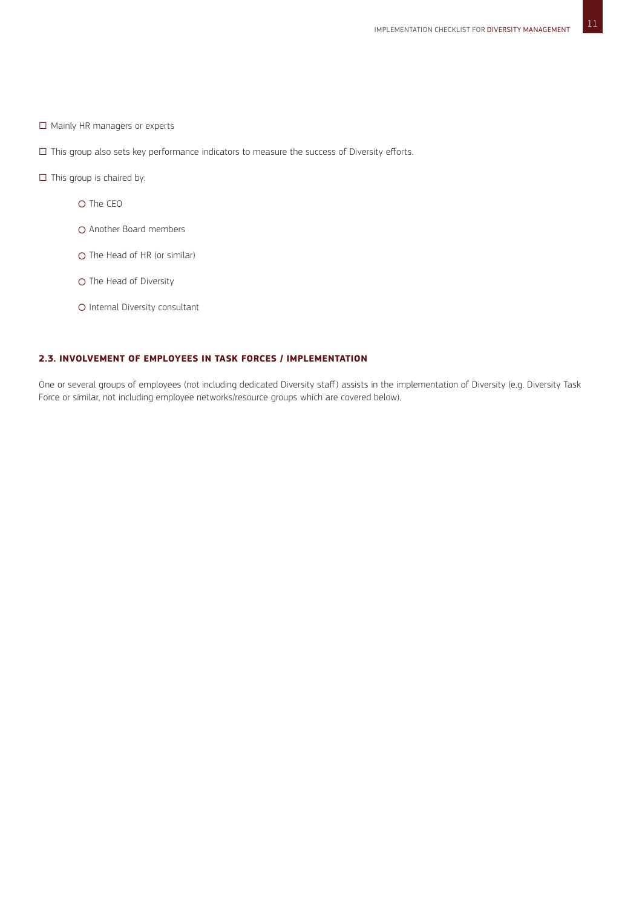☐ Mainly HR managers or experts

☐ This group also sets key performance indicators to measure the success of Diversity efforts.

☐ This group is chaired by:

- ○ The CEO
- ○ Another Board members
- ○ The Head of HR (or similar)
- ○ The Head of Diversity
- ○ Internal Diversity consultant

### 2.3. INVOLVEMENT OF EMPLOYEES IN TASK FORCES / IMPLEMENTATION

One or several groups of employees (not including dedicated Diversity staff) assists in the implementation of Diversity (e.g. Diversity Task Force or similar, not including employee networks/resource groups which are covered below).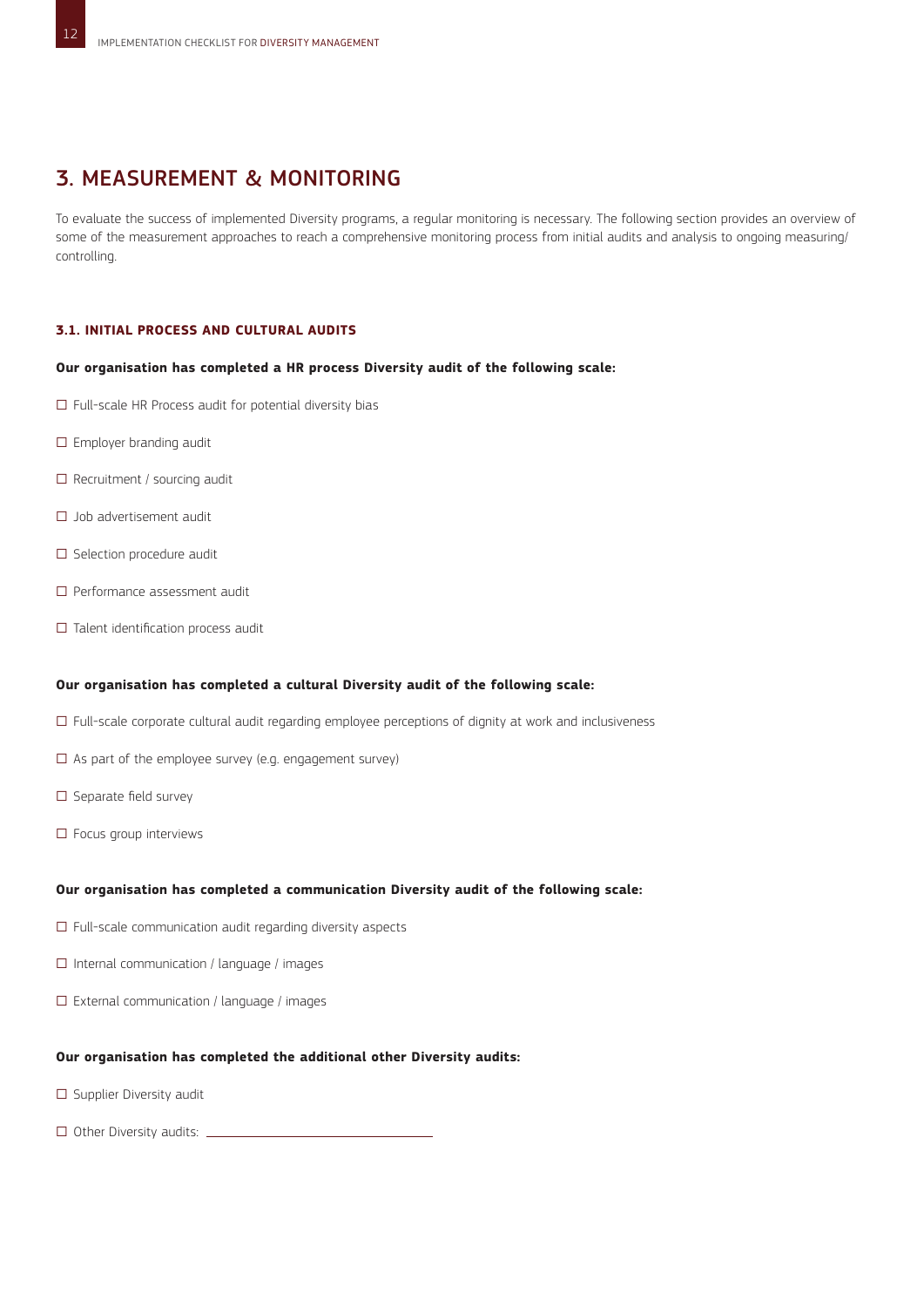## 3. MEASUREMENT & MONITORING

To evaluate the success of implemented Diversity programs, a regular monitoring is necessary. The following section provides an overview of some of the measurement approaches to reach a comprehensive monitoring process from initial audits and analysis to ongoing measuring/controlling.

### 3.1. INITIAL PROCESS AND CULTURAL AUDITS

**Our organisation has completed a HR process Diversity audit of the following scale:**

- ☐ Full-scale HR Process audit for potential diversity bias
- ☐ Employer branding audit
- ☐ Recruitment / sourcing audit
- ☐ Job advertisement audit
- ☐ Selection procedure audit
- ☐ Performance assessment audit
- ☐ Talent identification process audit

**Our organisation has completed a cultural Diversity audit of the following scale:**

- ☐ Full-scale corporate cultural audit regarding employee perceptions of dignity at work and inclusiveness
- ☐ As part of the employee survey (e.g. engagement survey)
- ☐ Separate field survey
- ☐ Focus group interviews

**Our organisation has completed a communication Diversity audit of the following scale:**

- ☐ Full-scale communication audit regarding diversity aspects
- ☐ Internal communication / language / images
- ☐ External communication / language / images

**Our organisation has completed the additional other Diversity audits:**

- ☐ Supplier Diversity audit
- ☐ Other Diversity audits: ______________________________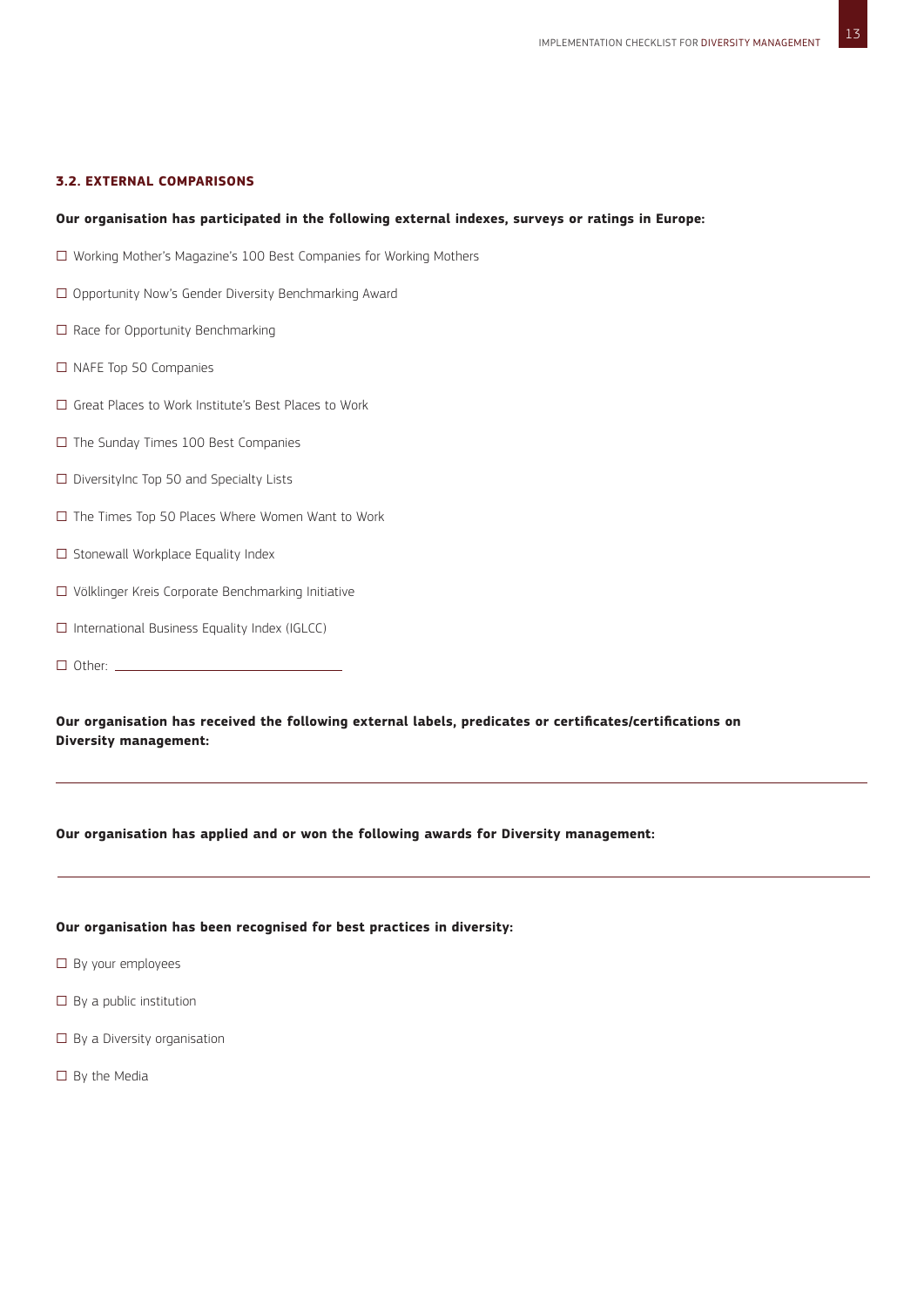### 3.2. EXTERNAL COMPARISONS

**Our organisation has participated in the following external indexes, surveys or ratings in Europe:**

- ☐ Working Mother's Magazine's 100 Best Companies for Working Mothers
- ☐ Opportunity Now's Gender Diversity Benchmarking Award
- ☐ Race for Opportunity Benchmarking
- ☐ NAFE Top 50 Companies
- ☐ Great Places to Work Institute's Best Places to Work
- ☐ The Sunday Times 100 Best Companies
- ☐ DiversityInc Top 50 and Specialty Lists
- ☐ The Times Top 50 Places Where Women Want to Work
- ☐ Stonewall Workplace Equality Index
- ☐ Völklinger Kreis Corporate Benchmarking Initiative
- ☐ International Business Equality Index (IGLCC)
- ☐ Other: ______________________________

**Our organisation has received the following external labels, predicates or certificates/certifications on Diversity management:**

______________________________________________________________________________

**Our organisation has applied and or won the following awards for Diversity management:**

______________________________________________________________________________

**Our organisation has been recognised for best practices in diversity:**

- ☐ By your employees
- ☐ By a public institution
- ☐ By a Diversity organisation
- ☐ By the Media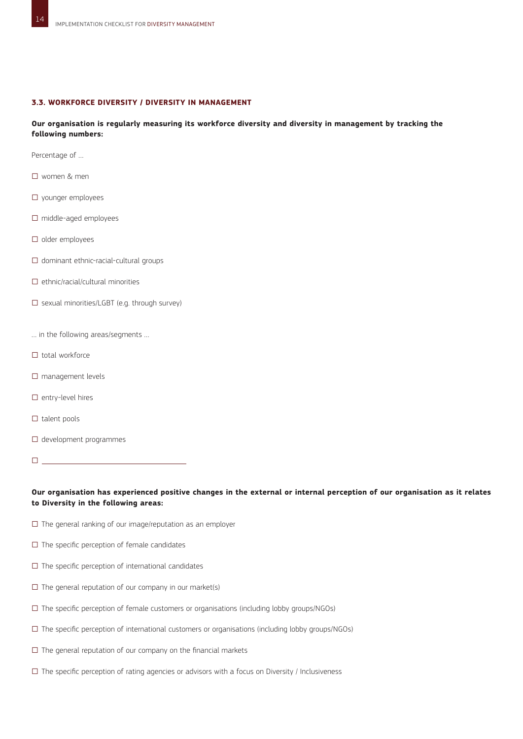### 3.3. WORKFORCE DIVERSITY / DIVERSITY IN MANAGEMENT

**Our organisation is regularly measuring its workforce diversity and diversity in management by tracking the following numbers:**

Percentage of ...

- ☐ women & men
- ☐ younger employees
- ☐ middle-aged employees
- ☐ older employees
- ☐ dominant ethnic-racial-cultural groups
- ☐ ethnic/racial/cultural minorities
- ☐ sexual minorities/LGBT (e.g. through survey)

... in the following areas/segments ...

- ☐ total workforce
- ☐ management levels
- ☐ entry-level hires
- ☐ talent pools
- ☐ development programmes
- ☐ ____________________________

**Our organisation has experienced positive changes in the external or internal perception of our organisation as it relates to Diversity in the following areas:**

- ☐ The general ranking of our image/reputation as an employer
- ☐ The specific perception of female candidates
- ☐ The specific perception of international candidates
- ☐ The general reputation of our company in our market(s)
- ☐ The specific perception of female customers or organisations (including lobby groups/NGOs)
- ☐ The specific perception of international customers or organisations (including lobby groups/NGOs)
- ☐ The general reputation of our company on the financial markets
- ☐ The specific perception of rating agencies or advisors with a focus on Diversity / Inclusiveness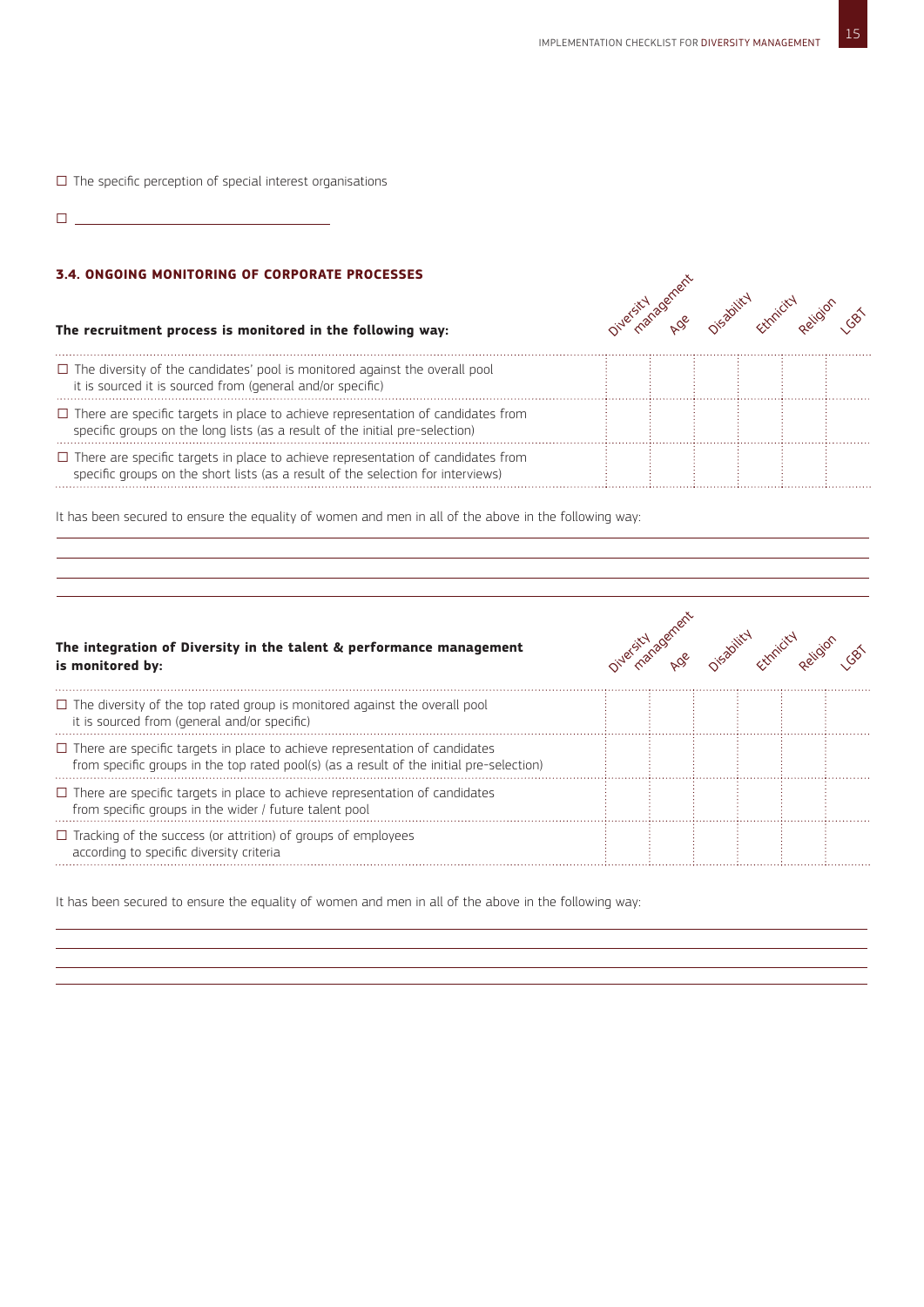☐ The specific perception of special interest organisations

☐ ________________________________

### 3.4. ONGOING MONITORING OF CORPORATE PROCESSES

| The recruitment process is monitored in the following way: | Diversity management | Age | Disability | Ethnicity | Religion | LGBT |
|---|---|---|---|---|---|---|
| ☐ The diversity of the candidates' pool is monitored against the overall pool it is sourced it is sourced from (general and/or specific) | | | | | | |
| ☐ There are specific targets in place to achieve representation of candidates from specific groups on the long lists (as a result of the initial pre-selection) | | | | | | |
| ☐ There are specific targets in place to achieve representation of candidates from specific groups on the short lists (as a result of the selection for interviews) | | | | | | |

It has been secured to ensure the equality of women and men in all of the above in the following way:

________________________________

________________________________

________________________________

________________________________

| The integration of Diversity in the talent & performance management is monitored by: | Diversity management | Age | Disability | Ethnicity | Religion | LGBT |
|---|---|---|---|---|---|---|
| ☐ The diversity of the top rated group is monitored against the overall pool it is sourced from (general and/or specific) | | | | | | |
| ☐ There are specific targets in place to achieve representation of candidates from specific groups in the top rated pool(s) (as a result of the initial pre-selection) | | | | | | |
| ☐ There are specific targets in place to achieve representation of candidates from specific groups in the wider / future talent pool | | | | | | |
| ☐ Tracking of the success (or attrition) of groups of employees according to specific diversity criteria | | | | | | |

It has been secured to ensure the equality of women and men in all of the above in the following way:

________________________________

________________________________

________________________________

________________________________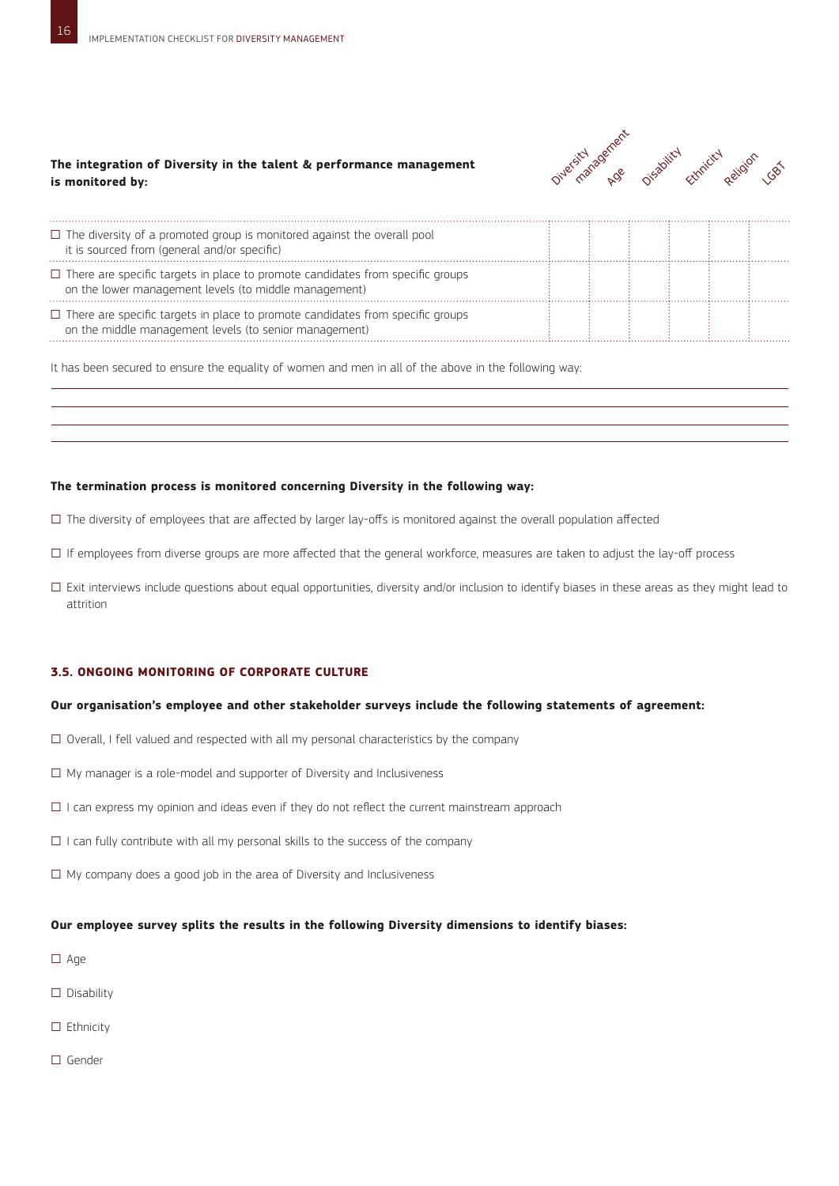| The integration of Diversity in the talent & performance management is monitored by: | Diversity management | Age | Disability | Ethnicity | Religion | LGBT |
|---|---|---|---|---|---|---|
| ☐ The diversity of a promoted group is monitored against the overall pool it is sourced from (general and/or specific) | | | | | | |
| ☐ There are specific targets in place to promote candidates from specific groups on the lower management levels (to middle management) | | | | | | |
| ☐ There are specific targets in place to promote candidates from specific groups on the middle management levels (to senior management) | | | | | | |

It has been secured to ensure the equality of women and men in all of the above in the following way:

______________________________________________________________________

______________________________________________________________________

______________________________________________________________________

______________________________________________________________________

**The termination process is monitored concerning Diversity in the following way:**

☐ The diversity of employees that are affected by larger lay-offs is monitored against the overall population affected

☐ If employees from diverse groups are more affected that the general workforce, measures are taken to adjust the lay-off process

☐ Exit interviews include questions about equal opportunities, diversity and/or inclusion to identify biases in these areas as they might lead to attrition

### 3.5. ONGOING MONITORING OF CORPORATE CULTURE

**Our organisation's employee and other stakeholder surveys include the following statements of agreement:**

☐ Overall, I fell valued and respected with all my personal characteristics by the company

☐ My manager is a role-model and supporter of Diversity and Inclusiveness

☐ I can express my opinion and ideas even if they do not reflect the current mainstream approach

☐ I can fully contribute with all my personal skills to the success of the company

☐ My company does a good job in the area of Diversity and Inclusiveness

**Our employee survey splits the results in the following Diversity dimensions to identify biases:**

☐ Age

☐ Disability

☐ Ethnicity

☐ Gender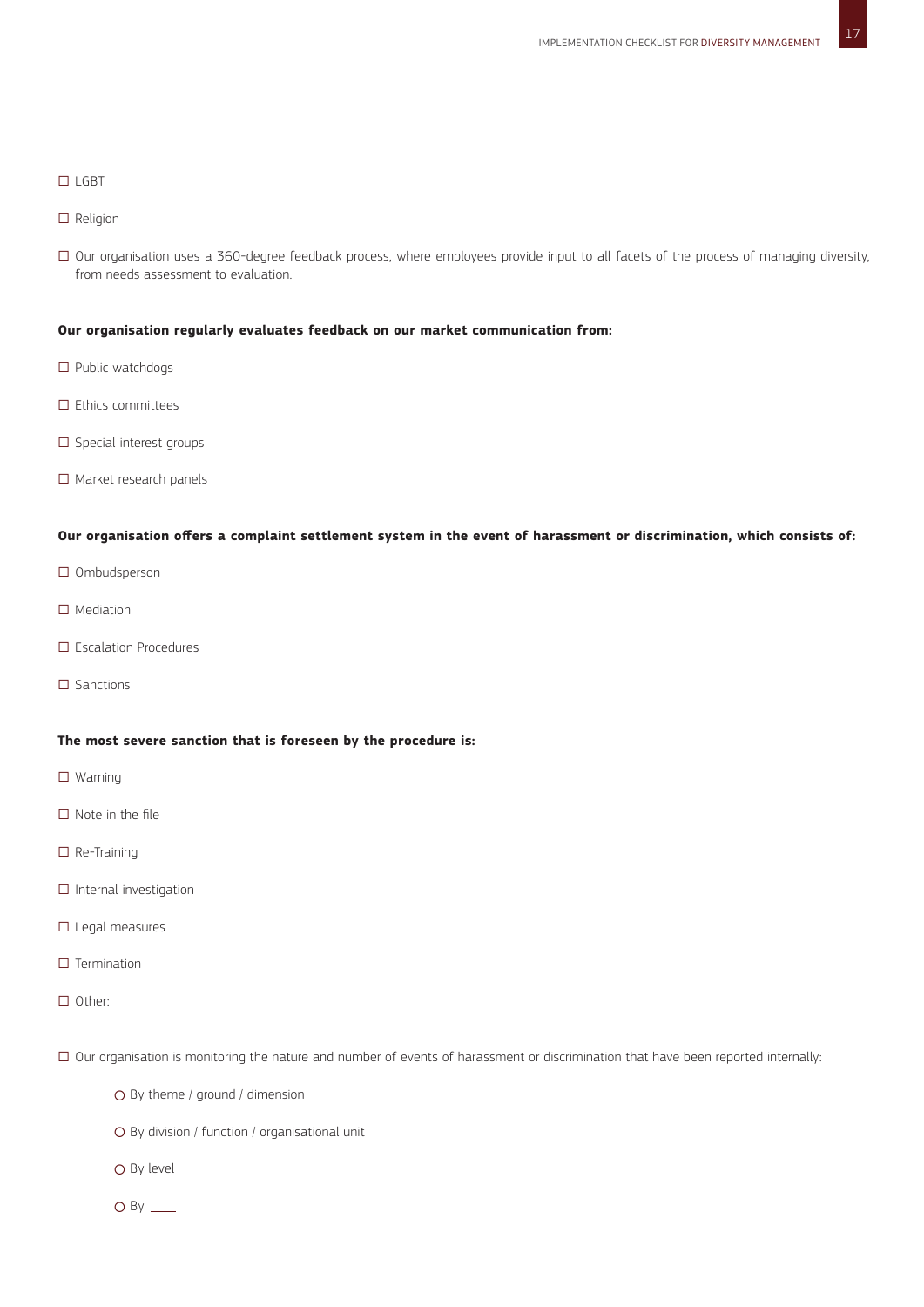☐ LGBT

☐ Religion

☐ Our organisation uses a 360-degree feedback process, where employees provide input to all facets of the process of managing diversity, from needs assessment to evaluation.

**Our organisation regularly evaluates feedback on our market communication from:**

☐ Public watchdogs

☐ Ethics committees

☐ Special interest groups

☐ Market research panels

**Our organisation offers a complaint settlement system in the event of harassment or discrimination, which consists of:**

☐ Ombudsperson

☐ Mediation

☐ Escalation Procedures

☐ Sanctions

**The most severe sanction that is foreseen by the procedure is:**

☐ Warning

☐ Note in the file

☐ Re-Training

☐ Internal investigation

☐ Legal measures

☐ Termination

☐ Other: ________________________________

☐ Our organisation is monitoring the nature and number of events of harassment or discrimination that have been reported internally:

- ○ By theme / ground / dimension
- ○ By division / function / organisational unit
- ○ By level
- ○ By ____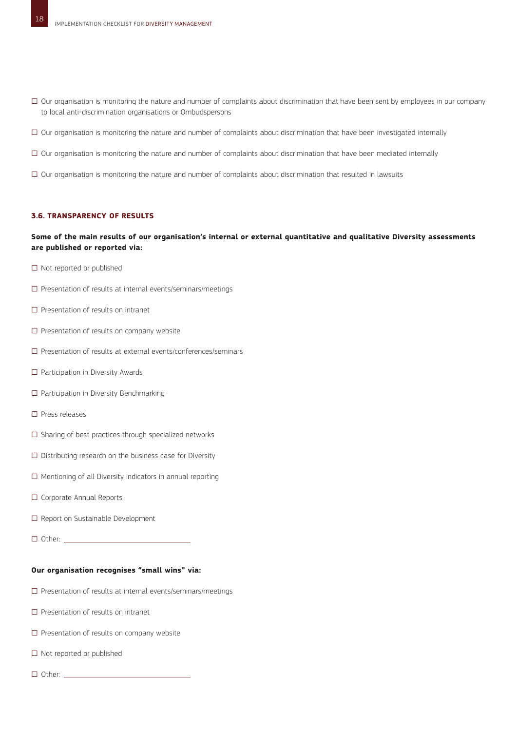- ☐ Our organisation is monitoring the nature and number of complaints about discrimination that have been sent by employees in our company to local anti-discrimination organisations or Ombudspersons
- ☐ Our organisation is monitoring the nature and number of complaints about discrimination that have been investigated internally
- ☐ Our organisation is monitoring the nature and number of complaints about discrimination that have been mediated internally
- ☐ Our organisation is monitoring the nature and number of complaints about discrimination that resulted in lawsuits

### 3.6. TRANSPARENCY OF RESULTS

**Some of the main results of our organisation's internal or external quantitative and qualitative Diversity assessments are published or reported via:**

- ☐ Not reported or published
- ☐ Presentation of results at internal events/seminars/meetings
- ☐ Presentation of results on intranet
- ☐ Presentation of results on company website
- ☐ Presentation of results at external events/conferences/seminars
- ☐ Participation in Diversity Awards
- ☐ Participation in Diversity Benchmarking
- ☐ Press releases
- ☐ Sharing of best practices through specialized networks
- ☐ Distributing research on the business case for Diversity
- ☐ Mentioning of all Diversity indicators in annual reporting
- ☐ Corporate Annual Reports
- ☐ Report on Sustainable Development
- ☐ Other: ______________________

**Our organisation recognises "small wins" via:**

- ☐ Presentation of results at internal events/seminars/meetings
- ☐ Presentation of results on intranet
- ☐ Presentation of results on company website
- ☐ Not reported or published
- ☐ Other: ______________________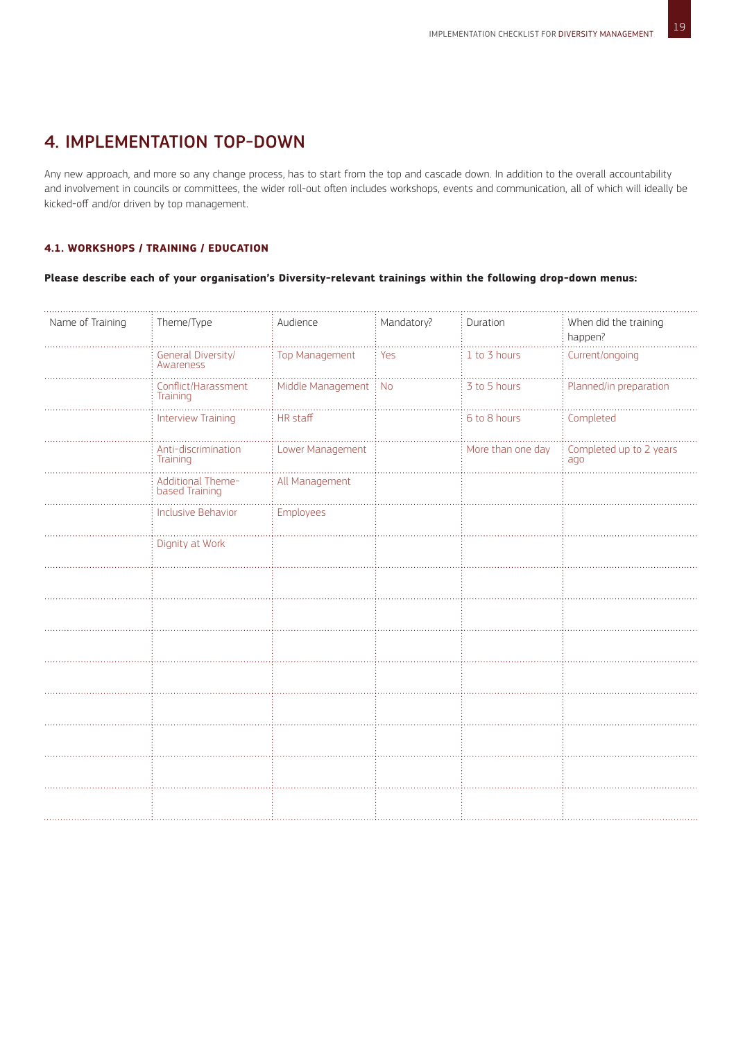## 4. IMPLEMENTATION TOP-DOWN

Any new approach, and more so any change process, has to start from the top and cascade down. In addition to the overall accountability and involvement in councils or committees, the wider roll-out often includes workshops, events and communication, all of which will ideally be kicked-off and/or driven by top management.

#### 4.1. WORKSHOPS / TRAINING / EDUCATION

**Please describe each of your organisation's Diversity-relevant trainings within the following drop-down menus:**

| Name of Training | Theme/Type | Audience | Mandatory? | Duration | When did the training happen? |
|---|---|---|---|---|---|
| | General Diversity/ Awareness | Top Management | Yes | 1 to 3 hours | Current/ongoing |
| | Conflict/Harassment Training | Middle Management | No | 3 to 5 hours | Planned/in preparation |
| | Interview Training | HR staff | | 6 to 8 hours | Completed |
| | Anti-discrimination Training | Lower Management | | More than one day | Completed up to 2 years ago |
| | Additional Theme-based Training | All Management | | | |
| | Inclusive Behavior | Employees | | | |
| | Dignity at Work | | | | |
| | | | | | |
| | | | | | |
| | | | | | |
| | | | | | |
| | | | | | |
| | | | | | |
| | | | | | |
| | | | | | |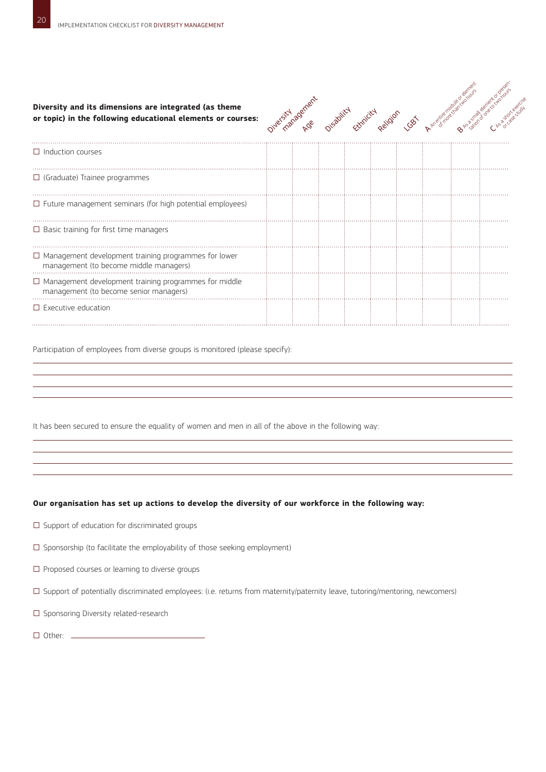| Diversity and its dimensions are integrated (as theme or topic) in the following educational elements or courses: | Diversity management | Age | Disability | Ethnicity | Religion | LGBT | A An entire module or element of more than two hours | B As a small element or presentation of one to two hours | C As a short exercise or case study |
|---|---|---|---|---|---|---|---|---|---|
| ☐ Induction courses | | | | | | | | | |
| ☐ (Graduate) Trainee programmes | | | | | | | | | |
| ☐ Future management seminars (for high potential employees) | | | | | | | | | |
| ☐ Basic training for first time managers | | | | | | | | | |
| ☐ Management development training programmes for lower management (to become middle managers) | | | | | | | | | |
| ☐ Management development training programmes for middle management (to become senior managers) | | | | | | | | | |
| ☐ Executive education | | | | | | | | | |

Participation of employees from diverse groups is monitored (please specify):

______________________________________________

______________________________________________

______________________________________________

______________________________________________

It has been secured to ensure the equality of women and men in all of the above in the following way:

______________________________________________

______________________________________________

______________________________________________

______________________________________________

**Our organisation has set up actions to develop the diversity of our workforce in the following way:**

☐ Support of education for discriminated groups

☐ Sponsorship (to facilitate the employability of those seeking employment)

☐ Proposed courses or learning to diverse groups

☐ Support of potentially discriminated employees: (i.e. returns from maternity/paternity leave, tutoring/mentoring, newcomers)

☐ Sponsoring Diversity related-research

☐ Other: ______________________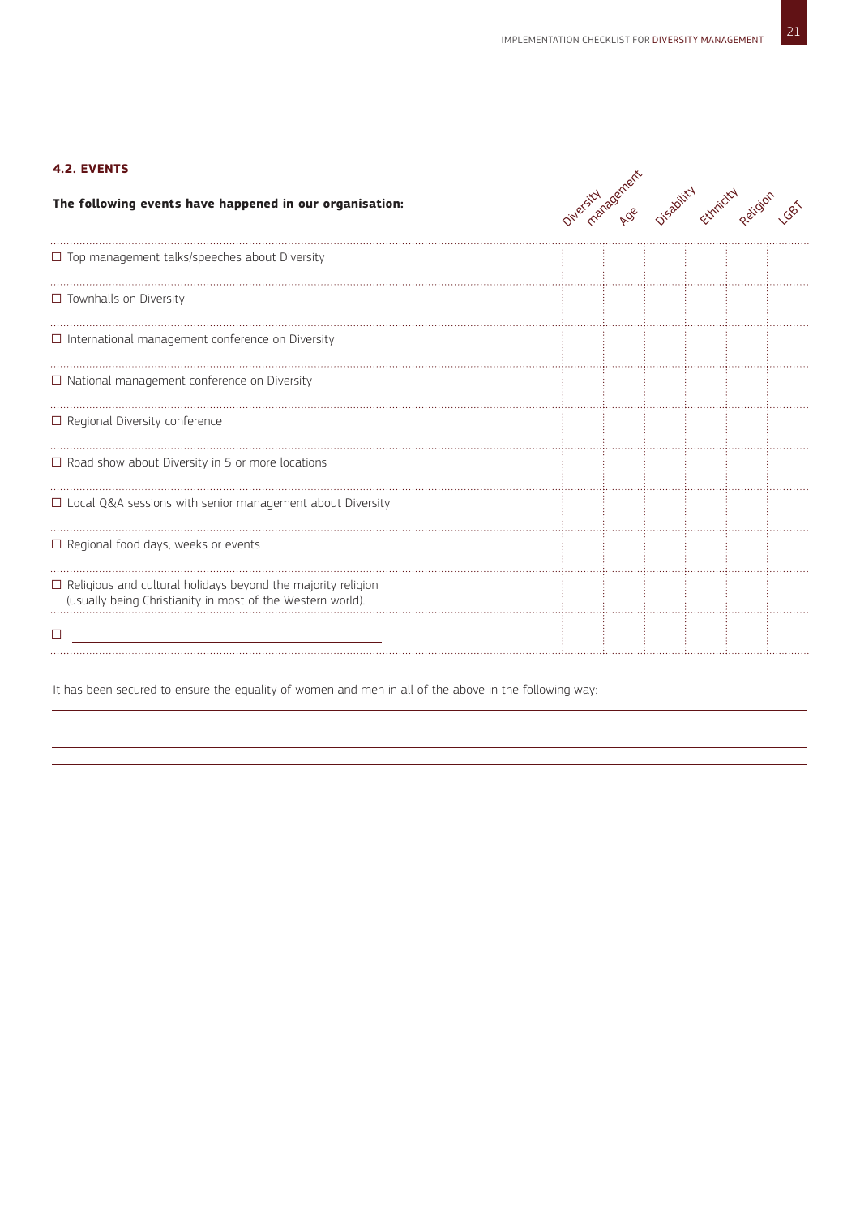#### 4.2. EVENTS

| The following events have happened in our organisation: | Diversity management | Age | Disability | Ethnicity | Religion | LGBT |
|---|---|---|---|---|---|---|
| ☐ Top management talks/speeches about Diversity | | | | | | |
| ☐ Townhalls on Diversity | | | | | | |
| ☐ International management conference on Diversity | | | | | | |
| ☐ National management conference on Diversity | | | | | | |
| ☐ Regional Diversity conference | | | | | | |
| ☐ Road show about Diversity in 5 or more locations | | | | | | |
| ☐ Local Q&A sessions with senior management about Diversity | | | | | | |
| ☐ Regional food days, weeks or events | | | | | | |
| ☐ Religious and cultural holidays beyond the majority religion (usually being Christianity in most of the Western world). | | | | | | |
| ☐ ______________________________ | | | | | | |

It has been secured to ensure the equality of women and men in all of the above in the following way:

______________________________________________________________________________

______________________________________________________________________________

______________________________________________________________________________

______________________________________________________________________________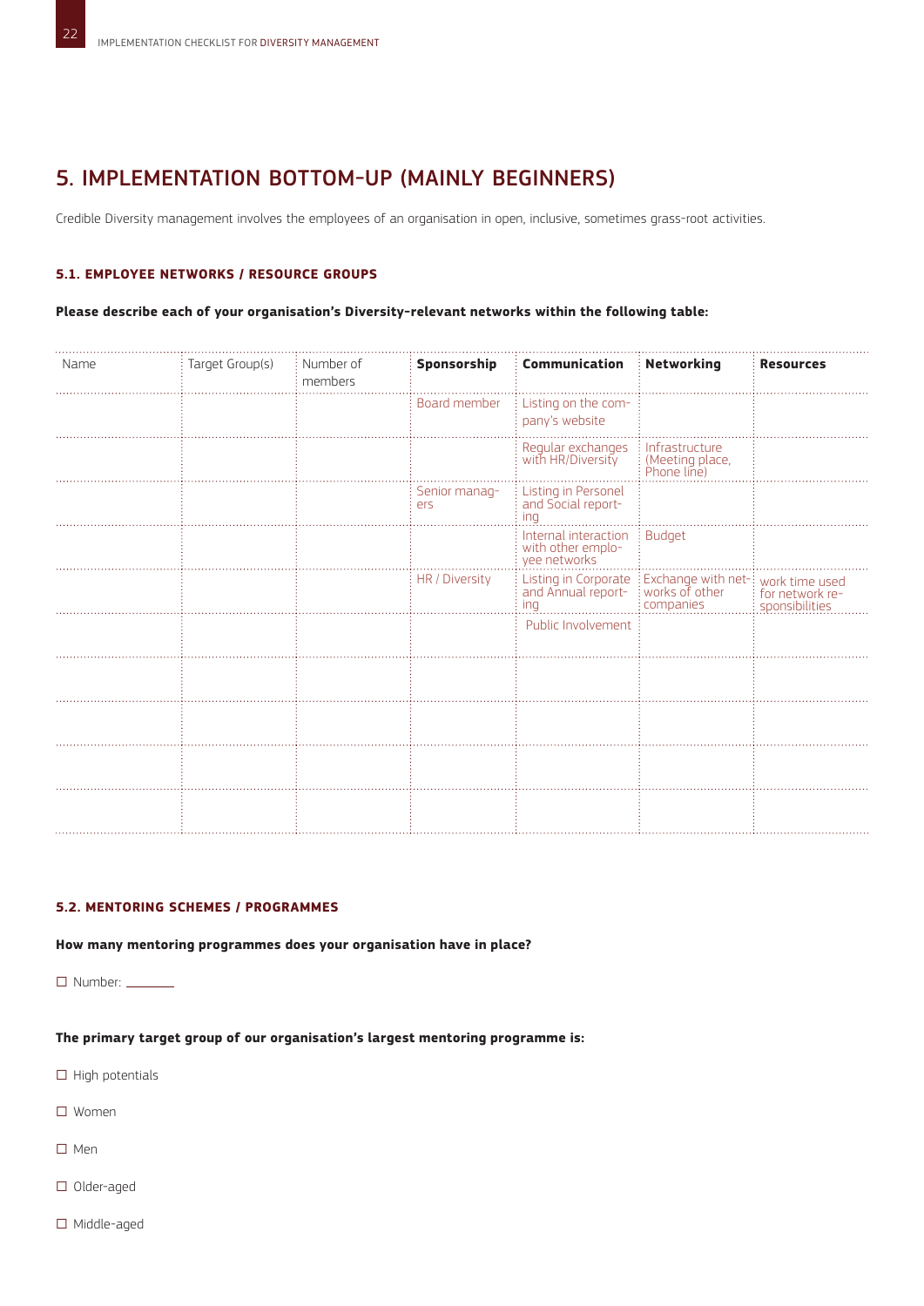# 5. IMPLEMENTATION BOTTOM-UP (MAINLY BEGINNERS)

Credible Diversity management involves the employees of an organisation in open, inclusive, sometimes grass-root activities.

### 5.1. EMPLOYEE NETWORKS / RESOURCE GROUPS

**Please describe each of your organisation's Diversity-relevant networks within the following table:**

| Name | Target Group(s) | Number of members | **Sponsorship** | **Communication** | **Networking** | **Resources** |
|---|---|---|---|---|---|---|
| | | | Board member | Listing on the company's website | | |
| | | | | Regular exchanges with HR/Diversity | Infrastructure (Meeting place, Phone line) | |
| | | | Senior managers | Listing in Personel and Social reporting | | |
| | | | | Internal interaction with other employee networks | Budget | |
| | | | HR / Diversity | Listing in Corporate and Annual reporting | Exchange with networks of other companies | work time used for network responsibilities |
| | | | | Public Involvement | | |
| | | | | | | |
| | | | | | | |
| | | | | | | |
| | | | | | | |

### 5.2. MENTORING SCHEMES / PROGRAMMES

**How many mentoring programmes does your organisation have in place?**

☐ Number: _______

**The primary target group of our organisation's largest mentoring programme is:**

☐ High potentials

☐ Women

☐ Men

☐ Older-aged

☐ Middle-aged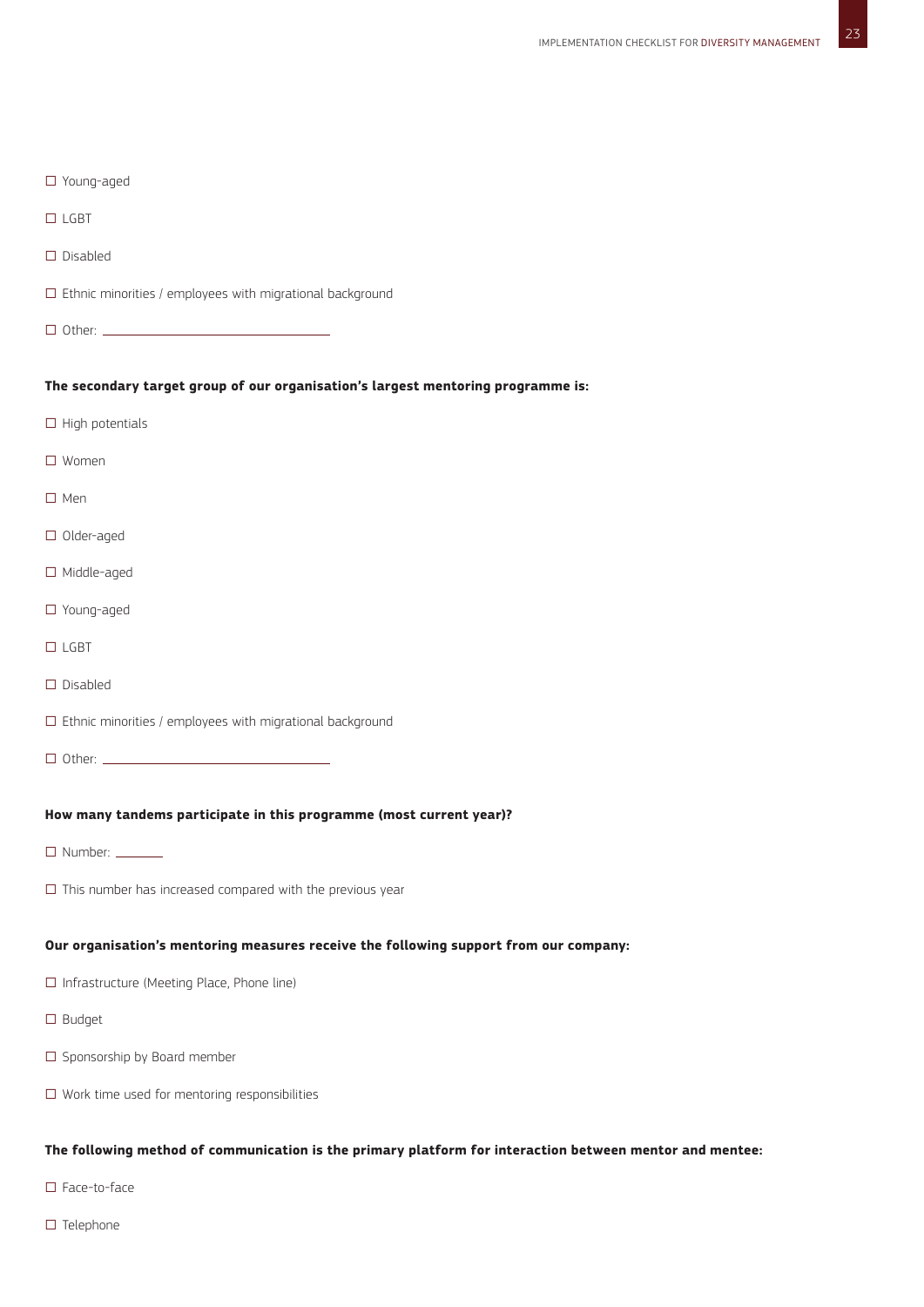☐ Young-aged

☐ LGBT

☐ Disabled

☐ Ethnic minorities / employees with migrational background

☐ Other: ______________________

**The secondary target group of our organisation's largest mentoring programme is:**

☐ High potentials

☐ Women

☐ Men

☐ Older-aged

☐ Middle-aged

☐ Young-aged

☐ LGBT

☐ Disabled

☐ Ethnic minorities / employees with migrational background

☐ Other: ______________________

**How many tandems participate in this programme (most current year)?**

☐ Number: ______

☐ This number has increased compared with the previous year

**Our organisation's mentoring measures receive the following support from our company:**

☐ Infrastructure (Meeting Place, Phone line)

☐ Budget

☐ Sponsorship by Board member

☐ Work time used for mentoring responsibilities

**The following method of communication is the primary platform for interaction between mentor and mentee:**

☐ Face-to-face

☐ Telephone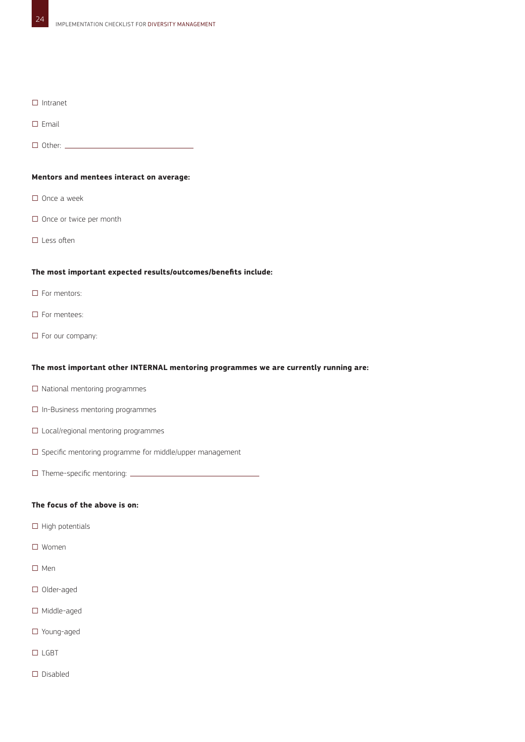☐ Intranet

☐ Email

☐ Other: ______________________________

**Mentors and mentees interact on average:**

☐ Once a week

☐ Once or twice per month

☐ Less often

**The most important expected results/outcomes/benefits include:**

☐ For mentors:

☐ For mentees:

☐ For our company:

**The most important other INTERNAL mentoring programmes we are currently running are:**

☐ National mentoring programmes

☐ In-Business mentoring programmes

☐ Local/regional mentoring programmes

☐ Specific mentoring programme for middle/upper management

☐ Theme-specific mentoring: ______________________________

**The focus of the above is on:**

☐ High potentials

☐ Women

☐ Men

☐ Older-aged

☐ Middle-aged

☐ Young-aged

☐ LGBT

☐ Disabled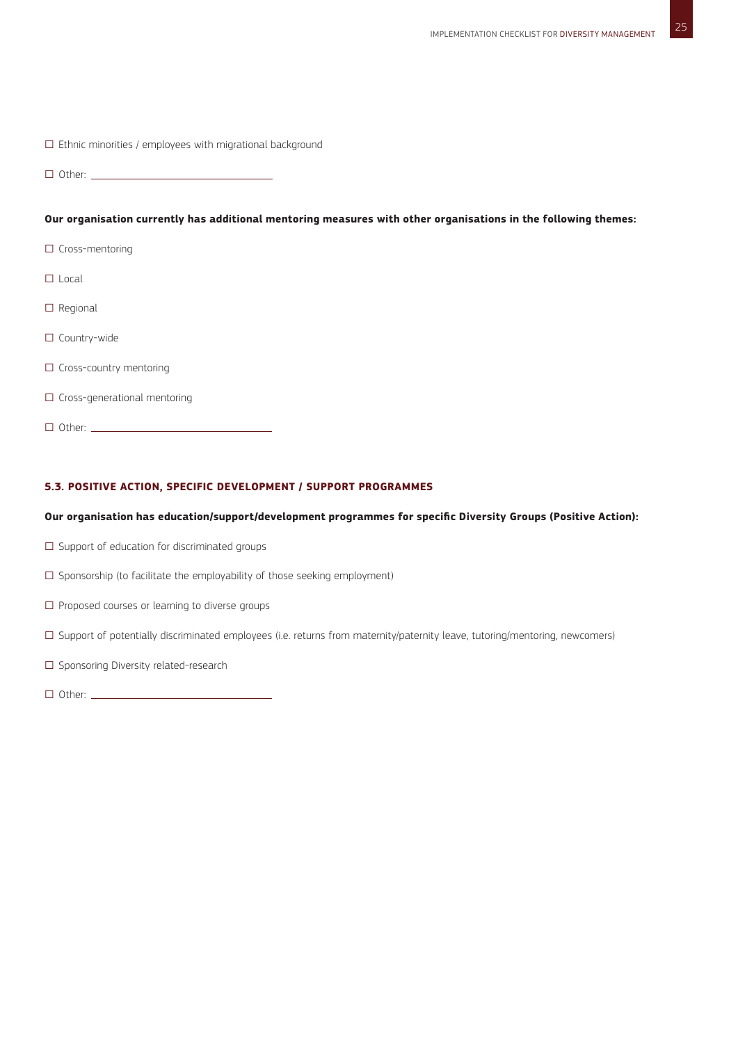☐ Ethnic minorities / employees with migrational background

☐ Other: ______________________________

**Our organisation currently has additional mentoring measures with other organisations in the following themes:**

☐ Cross-mentoring

☐ Local

☐ Regional

☐ Country-wide

☐ Cross-country mentoring

☐ Cross-generational mentoring

☐ Other: ______________________________

### 5.3. POSITIVE ACTION, SPECIFIC DEVELOPMENT / SUPPORT PROGRAMMES

**Our organisation has education/support/development programmes for specific Diversity Groups (Positive Action):**

☐ Support of education for discriminated groups

☐ Sponsorship (to facilitate the employability of those seeking employment)

☐ Proposed courses or learning to diverse groups

☐ Support of potentially discriminated employees (i.e. returns from maternity/paternity leave, tutoring/mentoring, newcomers)

☐ Sponsoring Diversity related-research

☐ Other: ______________________________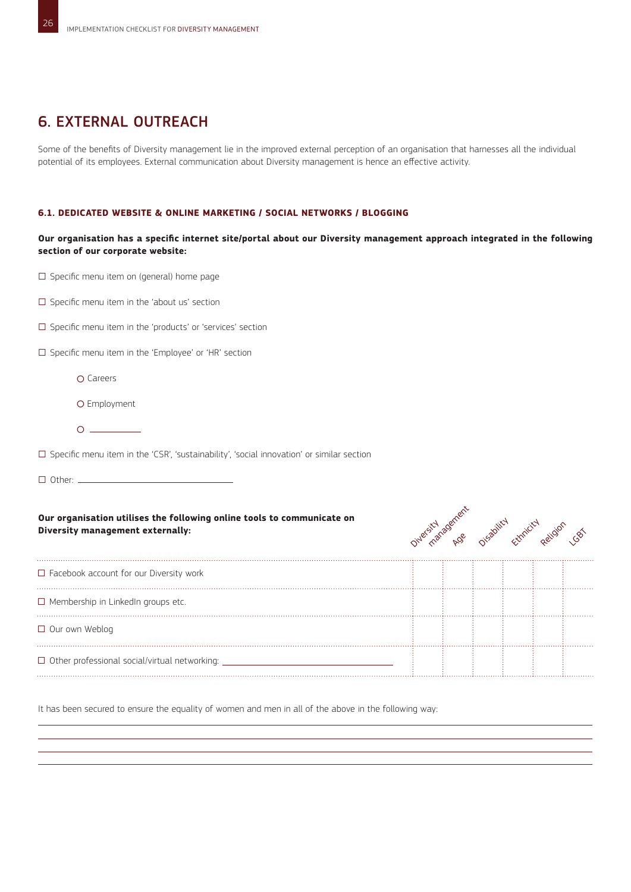## 6. EXTERNAL OUTREACH

Some of the benefits of Diversity management lie in the improved external perception of an organisation that harnesses all the individual potential of its employees. External communication about Diversity management is hence an effective activity.

### 6.1. DEDICATED WEBSITE & ONLINE MARKETING / SOCIAL NETWORKS / BLOGGING

**Our organisation has a specific internet site/portal about our Diversity management approach integrated in the following section of our corporate website:**

- ☐ Specific menu item on (general) home page
- ☐ Specific menu item in the 'about us' section
- ☐ Specific menu item in the 'products' or 'services' section
- ☐ Specific menu item in the 'Employee' or 'HR' section
  - ○ Careers
  - ○ Employment
  - ○ ___________
- ☐ Specific menu item in the 'CSR', 'sustainability', 'social innovation' or similar section
- ☐ Other: ______________________________

| **Our organisation utilises the following online tools to communicate on Diversity management externally:** | Diversity management | Age | Disability | Ethnicity | Religion | LGBT |
|---|---|---|---|---|---|---|
| ☐ Facebook account for our Diversity work | | | | | | |
| ☐ Membership in LinkedIn groups etc. | | | | | | |
| ☐ Our own Weblog | | | | | | |
| ☐ Other professional social/virtual networking: ______________________________ | | | | | | |

It has been secured to ensure the equality of women and men in all of the above in the following way:

______________________________________________________________________________

______________________________________________________________________________

______________________________________________________________________________

______________________________________________________________________________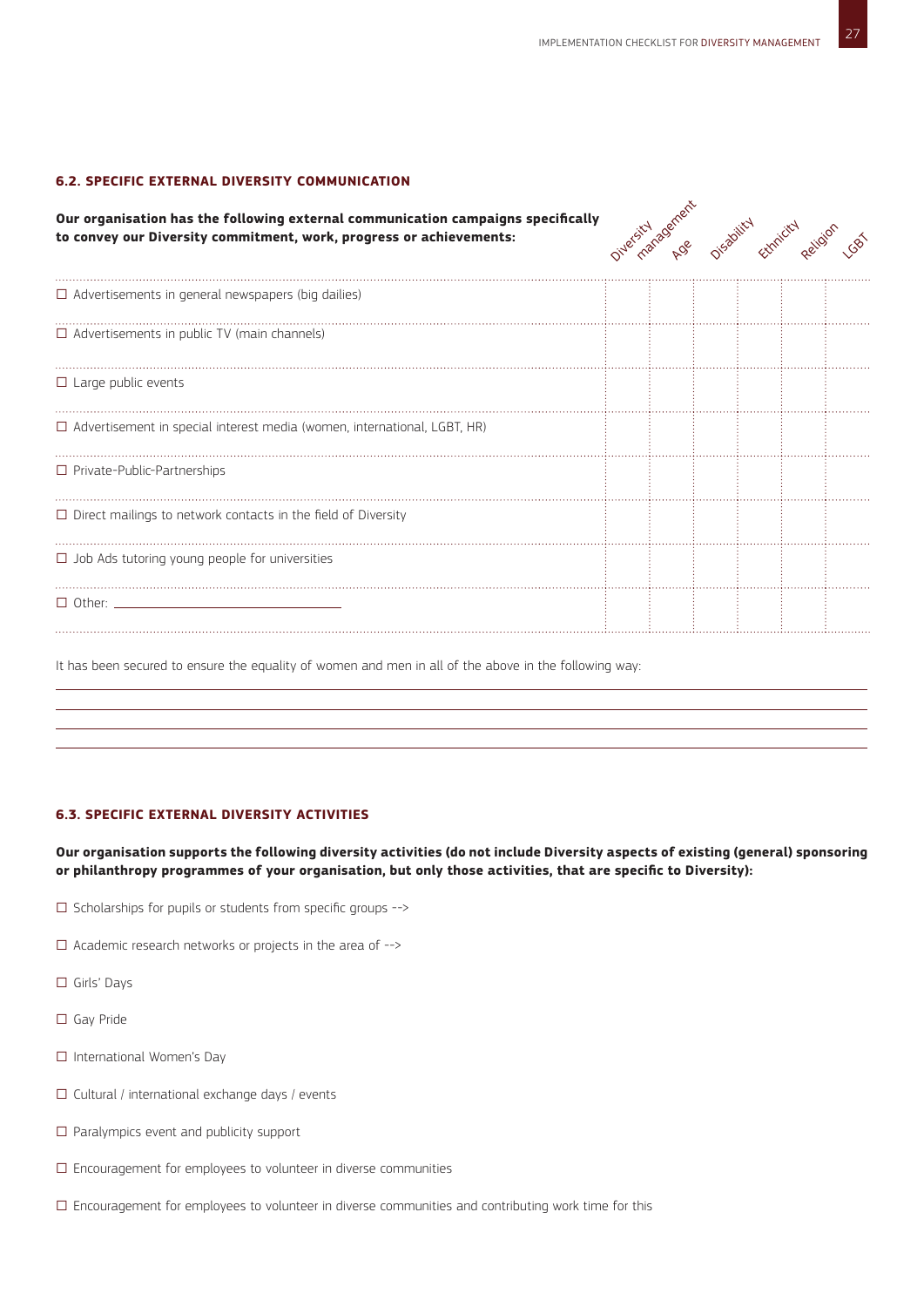### 6.2. SPECIFIC EXTERNAL DIVERSITY COMMUNICATION

| **Our organisation has the following external communication campaigns specifically to convey our Diversity commitment, work, progress or achievements:** | Diversity management | Age | Disability | Ethnicity | Religion | LGBT |
|---|---|---|---|---|---|---|
| ☐ Advertisements in general newspapers (big dailies) | | | | | | |
| ☐ Advertisements in public TV (main channels) | | | | | | |
| ☐ Large public events | | | | | | |
| ☐ Advertisement in special interest media (women, international, LGBT, HR) | | | | | | |
| ☐ Private-Public-Partnerships | | | | | | |
| ☐ Direct mailings to network contacts in the field of Diversity | | | | | | |
| ☐ Job Ads tutoring young people for universities | | | | | | |
| ☐ Other: ______________________ | | | | | | |

It has been secured to ensure the equality of women and men in all of the above in the following way:

______________________________________________________________________

______________________________________________________________________

______________________________________________________________________

______________________________________________________________________

### 6.3. SPECIFIC EXTERNAL DIVERSITY ACTIVITIES

**Our organisation supports the following diversity activities (do not include Diversity aspects of existing (general) sponsoring or philanthropy programmes of your organisation, but only those activities, that are specific to Diversity):**

☐ Scholarships for pupils or students from specific groups -->

☐ Academic research networks or projects in the area of -->

☐ Girls' Days

☐ Gay Pride

☐ International Women's Day

☐ Cultural / international exchange days / events

☐ Paralympics event and publicity support

☐ Encouragement for employees to volunteer in diverse communities

☐ Encouragement for employees to volunteer in diverse communities and contributing work time for this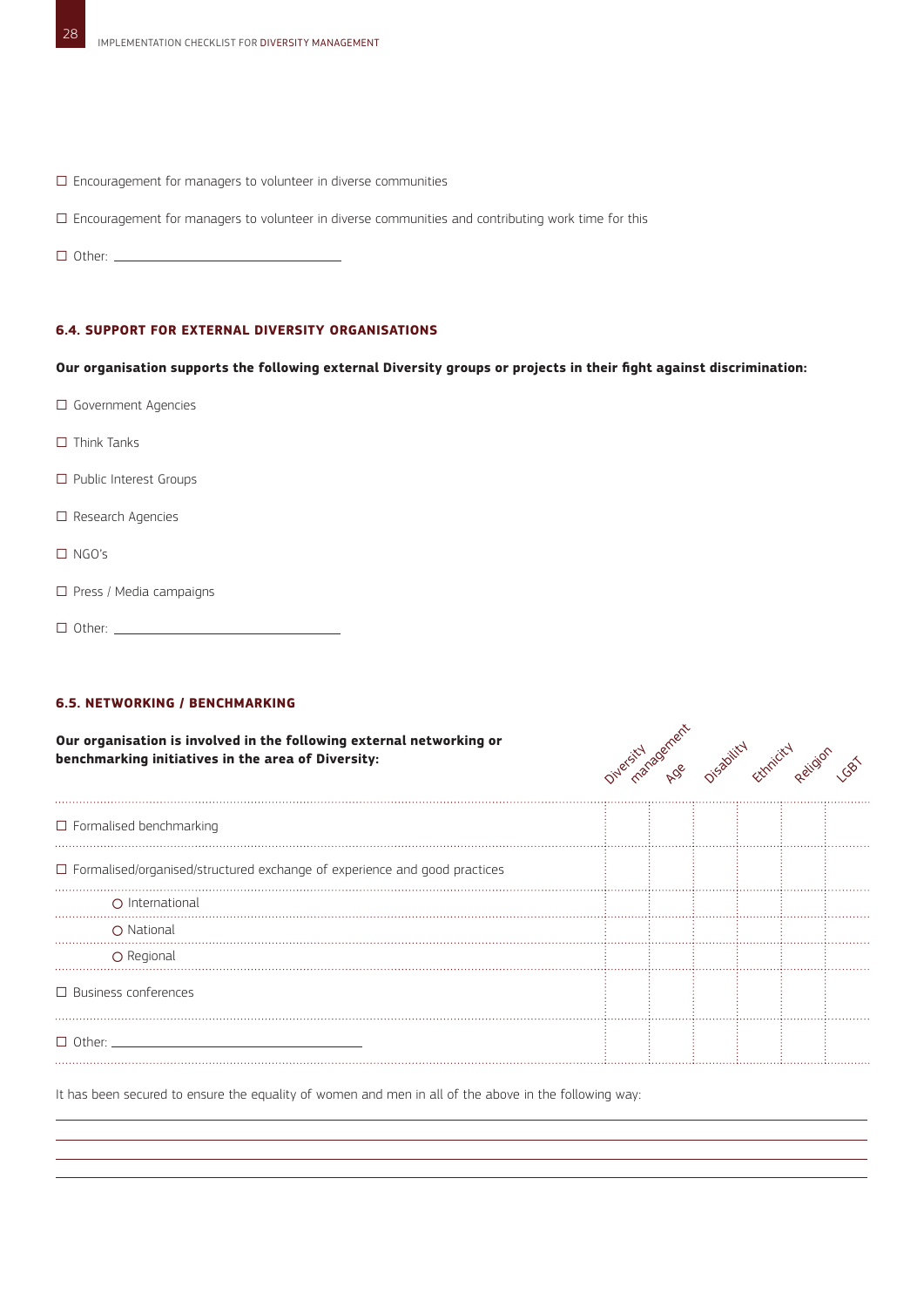☐ Encouragement for managers to volunteer in diverse communities

☐ Encouragement for managers to volunteer in diverse communities and contributing work time for this

☐ Other: ______________________________

#### 6.4. SUPPORT FOR EXTERNAL DIVERSITY ORGANISATIONS

**Our organisation supports the following external Diversity groups or projects in their fight against discrimination:**

☐ Government Agencies

☐ Think Tanks

☐ Public Interest Groups

☐ Research Agencies

☐ NGO's

☐ Press / Media campaigns

☐ Other: ______________________________

#### 6.5. NETWORKING / BENCHMARKING

| **Our organisation is involved in the following external networking or benchmarking initiatives in the area of Diversity:** | Diversity management | Age | Disability | Ethnicity | Religion | LGBT |
|---|---|---|---|---|---|---|
| ☐ Formalised benchmarking | | | | | | |
| ☐ Formalised/organised/structured exchange of experience and good practices | | | | | | |
| ○ International | | | | | | |
| ○ National | | | | | | |
| ○ Regional | | | | | | |
| ☐ Business conferences | | | | | | |
| ☐ Other: ______________________________ | | | | | | |

It has been secured to ensure the equality of women and men in all of the above in the following way:

______________________________________________________________________________

______________________________________________________________________________

______________________________________________________________________________

______________________________________________________________________________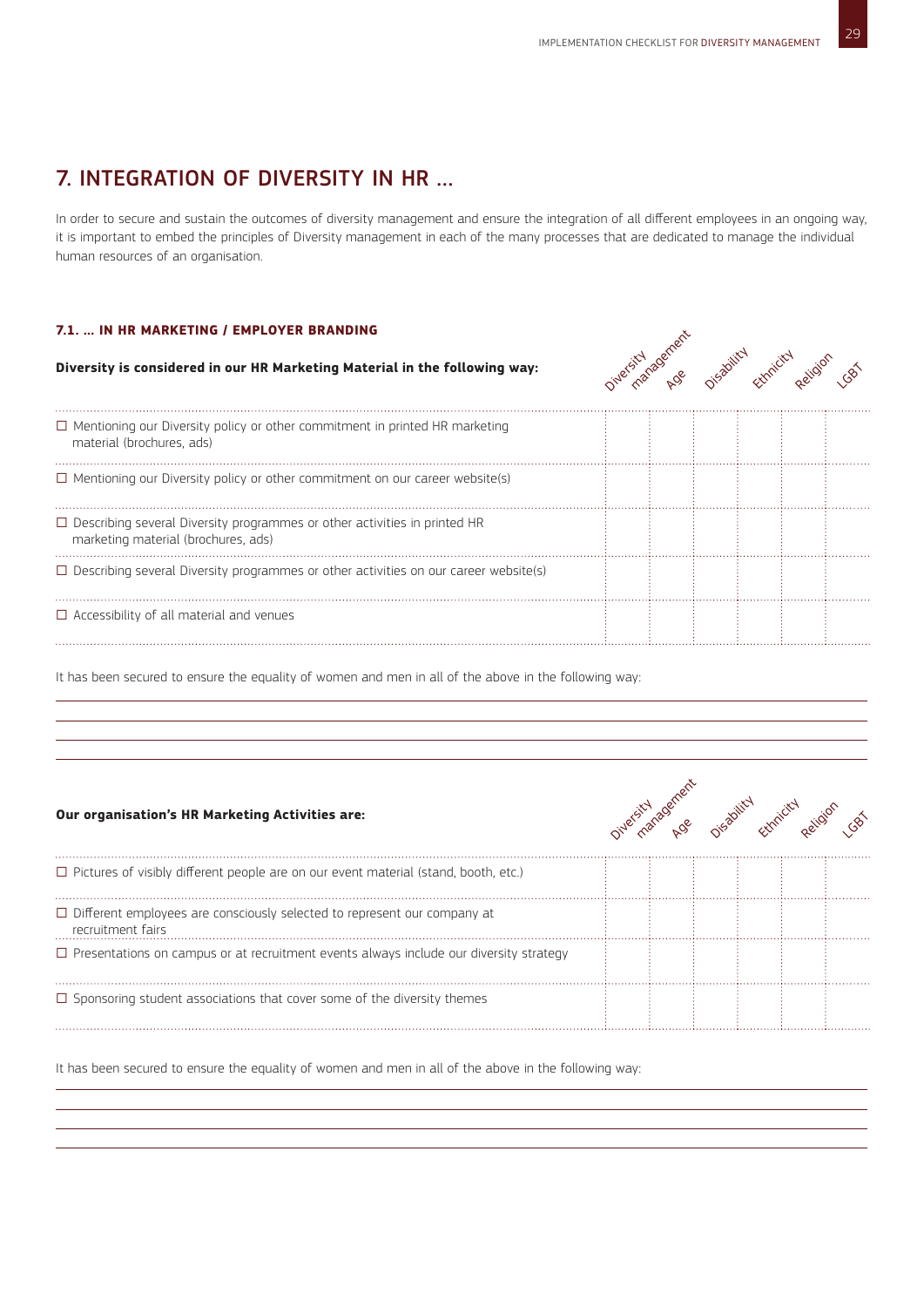## 7. INTEGRATION OF DIVERSITY IN HR …

In order to secure and sustain the outcomes of diversity management and ensure the integration of all different employees in an ongoing way, it is important to embed the principles of Diversity management in each of the many processes that are dedicated to manage the individual human resources of an organisation.

### 7.1. … IN HR MARKETING / EMPLOYER BRANDING

| **Diversity is considered in our HR Marketing Material in the following way:** | Diversity management | Age | Disability | Ethnicity | Religion | LGBT |
|---|---|---|---|---|---|---|
| ☐ Mentioning our Diversity policy or other commitment in printed HR marketing material (brochures, ads) | | | | | | |
| ☐ Mentioning our Diversity policy or other commitment on our career website(s) | | | | | | |
| ☐ Describing several Diversity programmes or other activities in printed HR marketing material (brochures, ads) | | | | | | |
| ☐ Describing several Diversity programmes or other activities on our career website(s) | | | | | | |
| ☐ Accessibility of all material and venues | | | | | | |

It has been secured to ensure the equality of women and men in all of the above in the following way:

\_\_\_\_\_\_\_\_\_\_\_\_\_\_\_\_\_\_\_\_\_\_\_\_\_\_\_\_\_\_\_\_\_\_\_\_\_\_\_\_

\_\_\_\_\_\_\_\_\_\_\_\_\_\_\_\_\_\_\_\_\_\_\_\_\_\_\_\_\_\_\_\_\_\_\_\_\_\_\_\_

\_\_\_\_\_\_\_\_\_\_\_\_\_\_\_\_\_\_\_\_\_\_\_\_\_\_\_\_\_\_\_\_\_\_\_\_\_\_\_\_

| **Our organisation's HR Marketing Activities are:** | Diversity management | Age | Disability | Ethnicity | Religion | LGBT |
|---|---|---|---|---|---|---|
| ☐ Pictures of visibly different people are on our event material (stand, booth, etc.) | | | | | | |
| ☐ Different employees are consciously selected to represent our company at recruitment fairs | | | | | | |
| ☐ Presentations on campus or at recruitment events always include our diversity strategy | | | | | | |
| ☐ Sponsoring student associations that cover some of the diversity themes | | | | | | |

It has been secured to ensure the equality of women and men in all of the above in the following way:

\_\_\_\_\_\_\_\_\_\_\_\_\_\_\_\_\_\_\_\_\_\_\_\_\_\_\_\_\_\_\_\_\_\_\_\_\_\_\_\_

\_\_\_\_\_\_\_\_\_\_\_\_\_\_\_\_\_\_\_\_\_\_\_\_\_\_\_\_\_\_\_\_\_\_\_\_\_\_\_\_

\_\_\_\_\_\_\_\_\_\_\_\_\_\_\_\_\_\_\_\_\_\_\_\_\_\_\_\_\_\_\_\_\_\_\_\_\_\_\_\_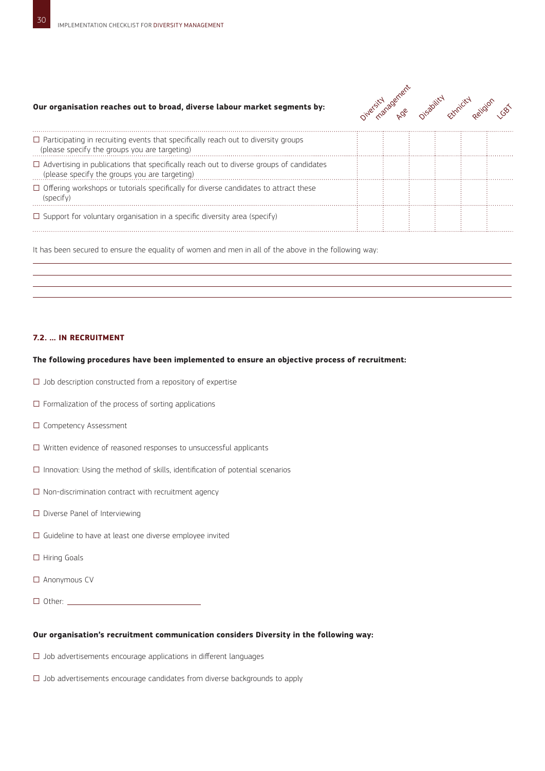| Our organisation reaches out to broad, diverse labour market segments by: | Diversity management | Age | Disability | Ethnicity | Religion | LGBT |
|---|---|---|---|---|---|---|
| ☐ Participating in recruiting events that specifically reach out to diversity groups (please specify the groups you are targeting) | | | | | | |
| ☐ Advertising in publications that specifically reach out to diverse groups of candidates (please specify the groups you are targeting) | | | | | | |
| ☐ Offering workshops or tutorials specifically for diverse candidates to attract these (specify) | | | | | | |
| ☐ Support for voluntary organisation in a specific diversity area (specify) | | | | | | |

It has been secured to ensure the equality of women and men in all of the above in the following way:

\_\_\_\_\_\_\_\_\_\_\_\_\_\_\_\_\_\_\_\_\_\_\_\_\_\_\_\_\_\_\_\_\_\_\_\_\_\_\_\_\_\_\_\_\_\_\_\_

\_\_\_\_\_\_\_\_\_\_\_\_\_\_\_\_\_\_\_\_\_\_\_\_\_\_\_\_\_\_\_\_\_\_\_\_\_\_\_\_\_\_\_\_\_\_\_\_

\_\_\_\_\_\_\_\_\_\_\_\_\_\_\_\_\_\_\_\_\_\_\_\_\_\_\_\_\_\_\_\_\_\_\_\_\_\_\_\_\_\_\_\_\_\_\_\_

\_\_\_\_\_\_\_\_\_\_\_\_\_\_\_\_\_\_\_\_\_\_\_\_\_\_\_\_\_\_\_\_\_\_\_\_\_\_\_\_\_\_\_\_\_\_\_\_

### 7.2. … IN RECRUITMENT

**The following procedures have been implemented to ensure an objective process of recruitment:**

- ☐ Job description constructed from a repository of expertise
- ☐ Formalization of the process of sorting applications
- ☐ Competency Assessment
- ☐ Written evidence of reasoned responses to unsuccessful applicants
- ☐ Innovation: Using the method of skills, identification of potential scenarios
- ☐ Non-discrimination contract with recruitment agency
- ☐ Diverse Panel of Interviewing
- ☐ Guideline to have at least one diverse employee invited
- ☐ Hiring Goals
- ☐ Anonymous CV
- ☐ Other: \_\_\_\_\_\_\_\_\_\_\_\_\_\_\_\_\_\_\_\_\_\_\_\_\_\_\_\_

**Our organisation's recruitment communication considers Diversity in the following way:**

- ☐ Job advertisements encourage applications in different languages
- ☐ Job advertisements encourage candidates from diverse backgrounds to apply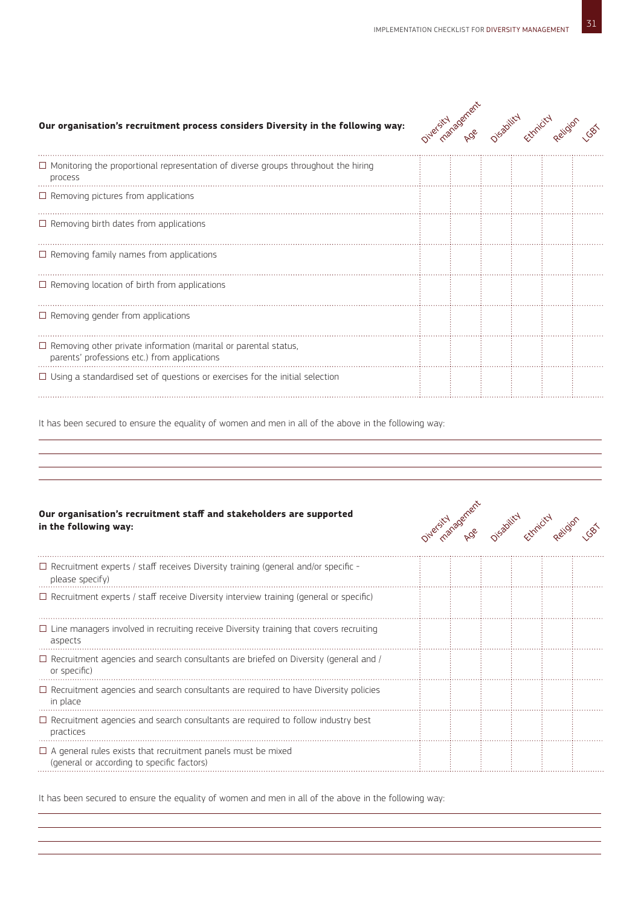| Our organisation's recruitment process considers Diversity in the following way: | Diversity management | Age | Disability | Ethnicity | Religion | LGBT |
|---|---|---|---|---|---|---|
| ☐ Monitoring the proportional representation of diverse groups throughout the hiring process | | | | | | |
| ☐ Removing pictures from applications | | | | | | |
| ☐ Removing birth dates from applications | | | | | | |
| ☐ Removing family names from applications | | | | | | |
| ☐ Removing location of birth from applications | | | | | | |
| ☐ Removing gender from applications | | | | | | |
| ☐ Removing other private information (marital or parental status, parents' professions etc.) from applications | | | | | | |
| ☐ Using a standardised set of questions or exercises for the initial selection | | | | | | |

It has been secured to ensure the equality of women and men in all of the above in the following way:

| Our organisation's recruitment staff and stakeholders are supported in the following way: | Diversity management | Age | Disability | Ethnicity | Religion | LGBT |
|---|---|---|---|---|---|---|
| ☐ Recruitment experts / staff receives Diversity training (general and/or specific - please specify) | | | | | | |
| ☐ Recruitment experts / staff receive Diversity interview training (general or specific) | | | | | | |
| ☐ Line managers involved in recruiting receive Diversity training that covers recruiting aspects | | | | | | |
| ☐ Recruitment agencies and search consultants are briefed on Diversity (general and / or specific) | | | | | | |
| ☐ Recruitment agencies and search consultants are required to have Diversity policies in place | | | | | | |
| ☐ Recruitment agencies and search consultants are required to follow industry best practices | | | | | | |
| ☐ A general rules exists that recruitment panels must be mixed (general or according to specific factors) | | | | | | |

It has been secured to ensure the equality of women and men in all of the above in the following way: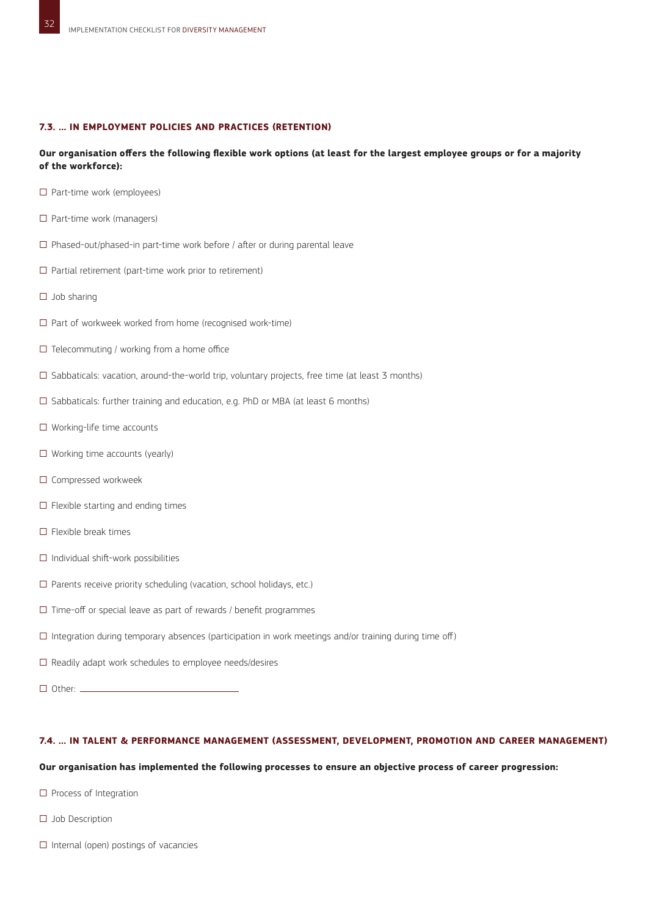### 7.3. … IN EMPLOYMENT POLICIES AND PRACTICES (RETENTION)

**Our organisation offers the following flexible work options (at least for the largest employee groups or for a majority of the workforce):**

☐ Part-time work (employees)

☐ Part-time work (managers)

☐ Phased-out/phased-in part-time work before / after or during parental leave

☐ Partial retirement (part-time work prior to retirement)

☐ Job sharing

☐ Part of workweek worked from home (recognised work-time)

☐ Telecommuting / working from a home office

☐ Sabbaticals: vacation, around-the-world trip, voluntary projects, free time (at least 3 months)

☐ Sabbaticals: further training and education, e.g. PhD or MBA (at least 6 months)

☐ Working-life time accounts

☐ Working time accounts (yearly)

☐ Compressed workweek

☐ Flexible starting and ending times

☐ Flexible break times

☐ Individual shift-work possibilities

☐ Parents receive priority scheduling (vacation, school holidays, etc.)

☐ Time-off or special leave as part of rewards / benefit programmes

☐ Integration during temporary absences (participation in work meetings and/or training during time off)

☐ Readily adapt work schedules to employee needs/desires

☐ Other: ________________________

### 7.4. … IN TALENT & PERFORMANCE MANAGEMENT (ASSESSMENT, DEVELOPMENT, PROMOTION AND CAREER MANAGEMENT)

**Our organisation has implemented the following processes to ensure an objective process of career progression:**

☐ Process of Integration

☐ Job Description

☐ Internal (open) postings of vacancies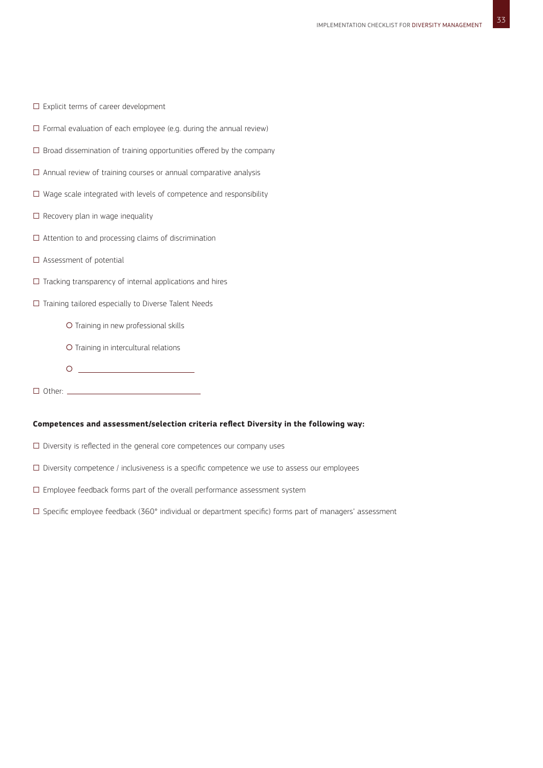- ☐ Explicit terms of career development
- ☐ Formal evaluation of each employee (e.g. during the annual review)
- ☐ Broad dissemination of training opportunities offered by the company
- ☐ Annual review of training courses or annual comparative analysis
- ☐ Wage scale integrated with levels of competence and responsibility
- ☐ Recovery plan in wage inequality
- ☐ Attention to and processing claims of discrimination
- ☐ Assessment of potential
- ☐ Tracking transparency of internal applications and hires
- ☐ Training tailored especially to Diverse Talent Needs
    - ○ Training in new professional skills
    - ○ Training in intercultural relations
    - ○ ______________________________
- ☐ Other: ______________________________

**Competences and assessment/selection criteria reflect Diversity in the following way:**

- ☐ Diversity is reflected in the general core competences our company uses
- ☐ Diversity competence / inclusiveness is a specific competence we use to assess our employees
- ☐ Employee feedback forms part of the overall performance assessment system
- ☐ Specific employee feedback (360° individual or department specific) forms part of managers' assessment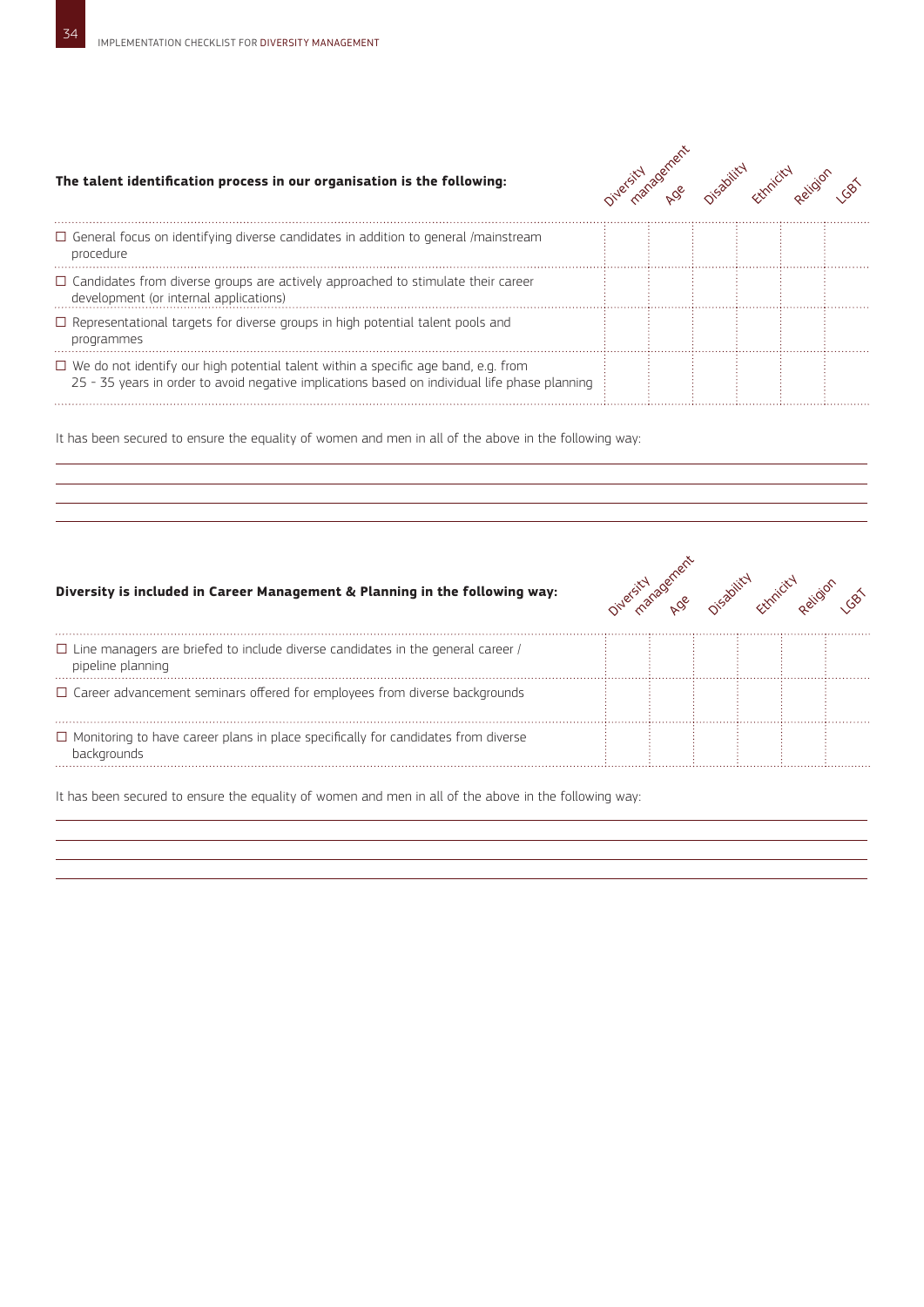| The talent identification process in our organisation is the following: | Diversity management | Age | Disability | Ethnicity | Religion | LGBT |
|---|---|---|---|---|---|---|
| ☐ General focus on identifying diverse candidates in addition to general /mainstream procedure | | | | | | |
| ☐ Candidates from diverse groups are actively approached to stimulate their career development (or internal applications) | | | | | | |
| ☐ Representational targets for diverse groups in high potential talent pools and programmes | | | | | | |
| ☐ We do not identify our high potential talent within a specific age band, e.g. from 25 - 35 years in order to avoid negative implications based on individual life phase planning | | | | | | |

It has been secured to ensure the equality of women and men in all of the above in the following way:

______________________________________________________________________

______________________________________________________________________

______________________________________________________________________

______________________________________________________________________

| Diversity is included in Career Management & Planning in the following way: | Diversity management | Age | Disability | Ethnicity | Religion | LGBT |
|---|---|---|---|---|---|---|
| ☐ Line managers are briefed to include diverse candidates in the general career / pipeline planning | | | | | | |
| ☐ Career advancement seminars offered for employees from diverse backgrounds | | | | | | |
| ☐ Monitoring to have career plans in place specifically for candidates from diverse backgrounds | | | | | | |

It has been secured to ensure the equality of women and men in all of the above in the following way:

______________________________________________________________________

______________________________________________________________________

______________________________________________________________________

______________________________________________________________________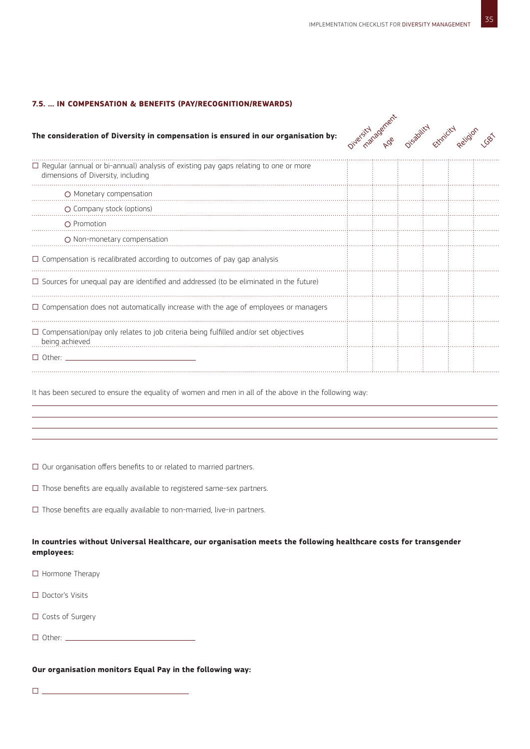#### 7.5. … IN COMPENSATION & BENEFITS (PAY/RECOGNITION/REWARDS)

| **The consideration of Diversity in compensation is ensured in our organisation by:** | Diversity management | Age | Disability | Ethnicity | Religion | LGBT |
|---|---|---|---|---|---|---|
| ☐ Regular (annual or bi-annual) analysis of existing pay gaps relating to one or more dimensions of Diversity, including | | | | | | |
| ○ Monetary compensation | | | | | | |
| ○ Company stock (options) | | | | | | |
| ○ Promotion | | | | | | |
| ○ Non-monetary compensation | | | | | | |
| ☐ Compensation is recalibrated according to outcomes of pay gap analysis | | | | | | |
| ☐ Sources for unequal pay are identified and addressed (to be eliminated in the future) | | | | | | |
| ☐ Compensation does not automatically increase with the age of employees or managers | | | | | | |
| ☐ Compensation/pay only relates to job criteria being fulfilled and/or set objectives being achieved | | | | | | |
| ☐ Other: ______________________ | | | | | | |

It has been secured to ensure the equality of women and men in all of the above in the following way:

______________________________________________________________________

______________________________________________________________________

______________________________________________________________________

______________________________________________________________________

☐ Our organisation offers benefits to or related to married partners.

☐ Those benefits are equally available to registered same-sex partners.

☐ Those benefits are equally available to non-married, live-in partners.

**In countries without Universal Healthcare, our organisation meets the following healthcare costs for transgender employees:**

☐ Hormone Therapy

☐ Doctor's Visits

☐ Costs of Surgery

☐ Other: ______________________

**Our organisation monitors Equal Pay in the following way:**

☐ ______________________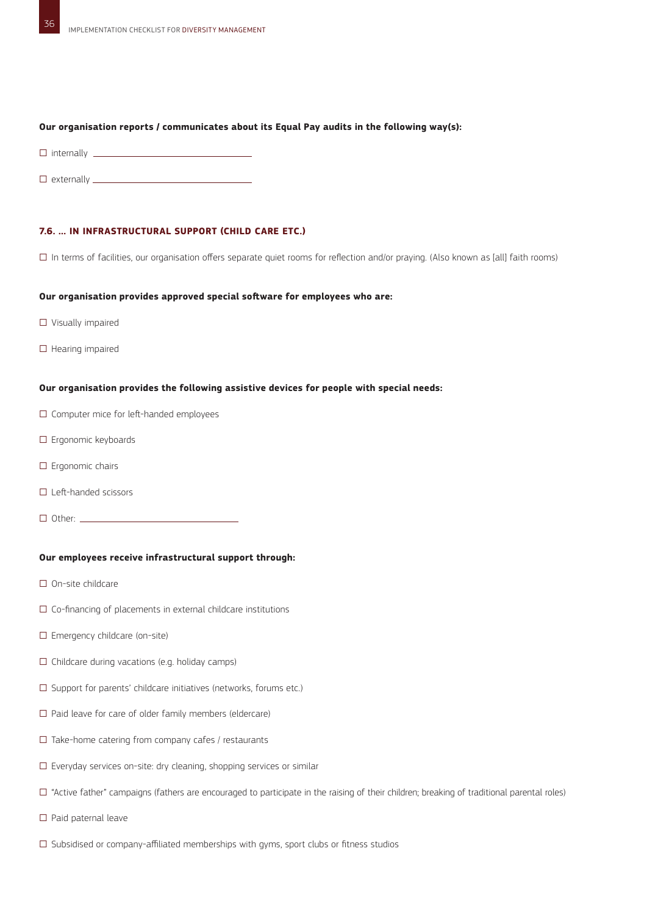**Our organisation reports / communicates about its Equal Pay audits in the following way(s):**

☐ internally \_\_\_\_\_\_\_\_\_\_\_\_\_\_\_\_\_\_\_\_\_\_\_\_\_\_\_\_\_\_\_\_

☐ externally \_\_\_\_\_\_\_\_\_\_\_\_\_\_\_\_\_\_\_\_\_\_\_\_\_\_\_\_\_\_\_\_

### 7.6. … IN INFRASTRUCTURAL SUPPORT (CHILD CARE ETC.)

☐ In terms of facilities, our organisation offers separate quiet rooms for reflection and/or praying. (Also known as [all] faith rooms)

**Our organisation provides approved special software for employees who are:**

☐ Visually impaired

☐ Hearing impaired

**Our organisation provides the following assistive devices for people with special needs:**

☐ Computer mice for left-handed employees

☐ Ergonomic keyboards

☐ Ergonomic chairs

☐ Left-handed scissors

☐ Other: \_\_\_\_\_\_\_\_\_\_\_\_\_\_\_\_\_\_\_\_\_\_\_\_\_\_\_\_\_\_\_\_

**Our employees receive infrastructural support through:**

☐ On-site childcare

☐ Co-financing of placements in external childcare institutions

☐ Emergency childcare (on-site)

☐ Childcare during vacations (e.g. holiday camps)

☐ Support for parents' childcare initiatives (networks, forums etc.)

☐ Paid leave for care of older family members (eldercare)

☐ Take-home catering from company cafes / restaurants

☐ Everyday services on-site: dry cleaning, shopping services or similar

☐ "Active father" campaigns (fathers are encouraged to participate in the raising of their children; breaking of traditional parental roles)

☐ Paid paternal leave

☐ Subsidised or company-affiliated memberships with gyms, sport clubs or fitness studios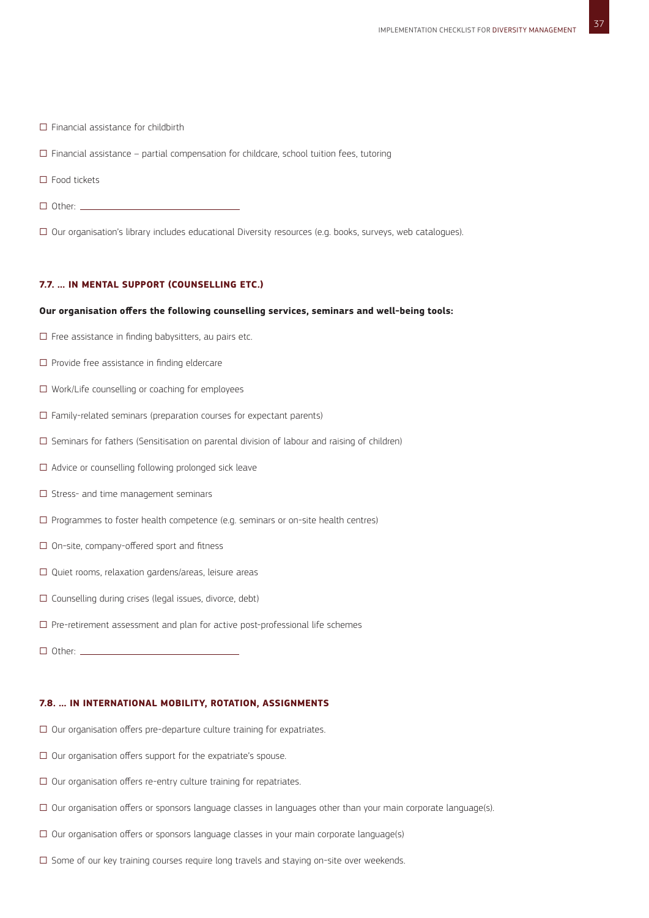- ☐ Financial assistance for childbirth
- ☐ Financial assistance – partial compensation for childcare, school tuition fees, tutoring
- ☐ Food tickets
- ☐ Other: ______________________________
- ☐ Our organisation's library includes educational Diversity resources (e.g. books, surveys, web catalogues).

#### 7.7. … IN MENTAL SUPPORT (COUNSELLING ETC.)

**Our organisation offers the following counselling services, seminars and well-being tools:**

- ☐ Free assistance in finding babysitters, au pairs etc.
- ☐ Provide free assistance in finding eldercare
- ☐ Work/Life counselling or coaching for employees
- ☐ Family-related seminars (preparation courses for expectant parents)
- ☐ Seminars for fathers (Sensitisation on parental division of labour and raising of children)
- ☐ Advice or counselling following prolonged sick leave
- ☐ Stress- and time management seminars
- ☐ Programmes to foster health competence (e.g. seminars or on-site health centres)
- ☐ On-site, company-offered sport and fitness
- ☐ Quiet rooms, relaxation gardens/areas, leisure areas
- ☐ Counselling during crises (legal issues, divorce, debt)
- ☐ Pre-retirement assessment and plan for active post-professional life schemes
- ☐ Other: ______________________________

#### 7.8. … IN INTERNATIONAL MOBILITY, ROTATION, ASSIGNMENTS

- ☐ Our organisation offers pre-departure culture training for expatriates.
- ☐ Our organisation offers support for the expatriate's spouse.
- ☐ Our organisation offers re-entry culture training for repatriates.
- ☐ Our organisation offers or sponsors language classes in languages other than your main corporate language(s).
- ☐ Our organisation offers or sponsors language classes in your main corporate language(s)
- ☐ Some of our key training courses require long travels and staying on-site over weekends.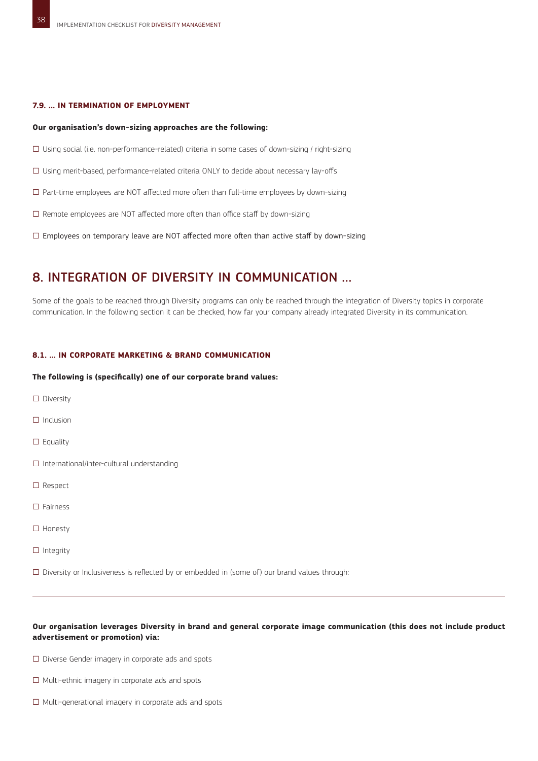### 7.9. … IN TERMINATION OF EMPLOYMENT

**Our organisation's down-sizing approaches are the following:**

☐ Using social (i.e. non-performance-related) criteria in some cases of down-sizing / right-sizing

☐ Using merit-based, performance-related criteria ONLY to decide about necessary lay-offs

☐ Part-time employees are NOT affected more often than full-time employees by down-sizing

☐ Remote employees are NOT affected more often than office staff by down-sizing

☐ Employees on temporary leave are NOT affected more often than active staff by down-sizing

## 8. INTEGRATION OF DIVERSITY IN COMMUNICATION …

Some of the goals to be reached through Diversity programs can only be reached through the integration of Diversity topics in corporate communication. In the following section it can be checked, how far your company already integrated Diversity in its communication.

### 8.1. … IN CORPORATE MARKETING & BRAND COMMUNICATION

**The following is (specifically) one of our corporate brand values:**

☐ Diversity

☐ Inclusion

☐ Equality

☐ International/inter-cultural understanding

☐ Respect

☐ Fairness

☐ Honesty

☐ Integrity

☐ Diversity or Inclusiveness is reflected by or embedded in (some of) our brand values through:

---

**Our organisation leverages Diversity in brand and general corporate image communication (this does not include product advertisement or promotion) via:**

☐ Diverse Gender imagery in corporate ads and spots

☐ Multi-ethnic imagery in corporate ads and spots

☐ Multi-generational imagery in corporate ads and spots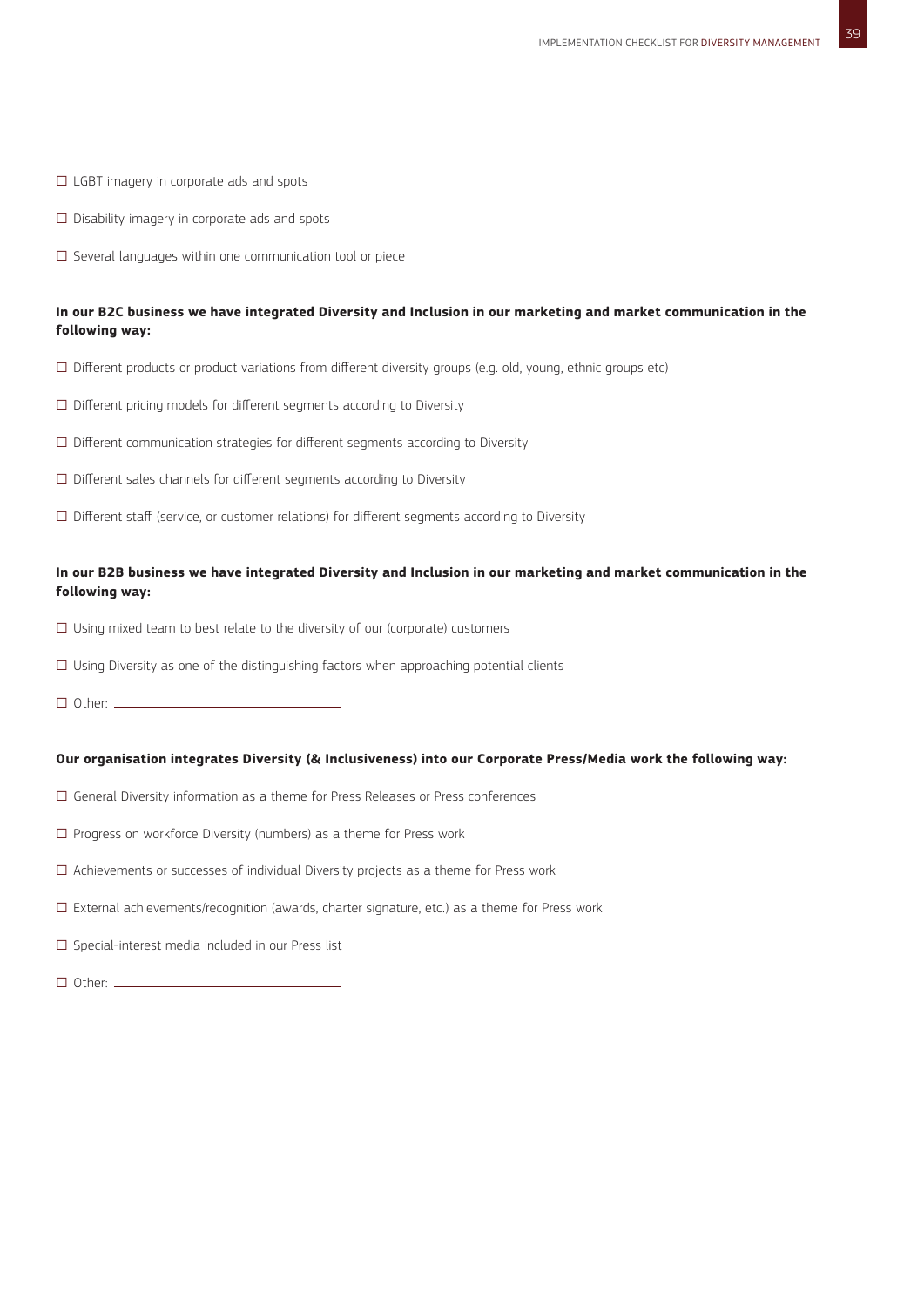☐ LGBT imagery in corporate ads and spots

☐ Disability imagery in corporate ads and spots

☐ Several languages within one communication tool or piece

**In our B2C business we have integrated Diversity and Inclusion in our marketing and market communication in the following way:**

☐ Different products or product variations from different diversity groups (e.g. old, young, ethnic groups etc)

☐ Different pricing models for different segments according to Diversity

☐ Different communication strategies for different segments according to Diversity

☐ Different sales channels for different segments according to Diversity

☐ Different staff (service, or customer relations) for different segments according to Diversity

**In our B2B business we have integrated Diversity and Inclusion in our marketing and market communication in the following way:**

☐ Using mixed team to best relate to the diversity of our (corporate) customers

☐ Using Diversity as one of the distinguishing factors when approaching potential clients

☐ Other: ______________________________

**Our organisation integrates Diversity (& Inclusiveness) into our Corporate Press/Media work the following way:**

☐ General Diversity information as a theme for Press Releases or Press conferences

☐ Progress on workforce Diversity (numbers) as a theme for Press work

☐ Achievements or successes of individual Diversity projects as a theme for Press work

☐ External achievements/recognition (awards, charter signature, etc.) as a theme for Press work

☐ Special-interest media included in our Press list

☐ Other: ______________________________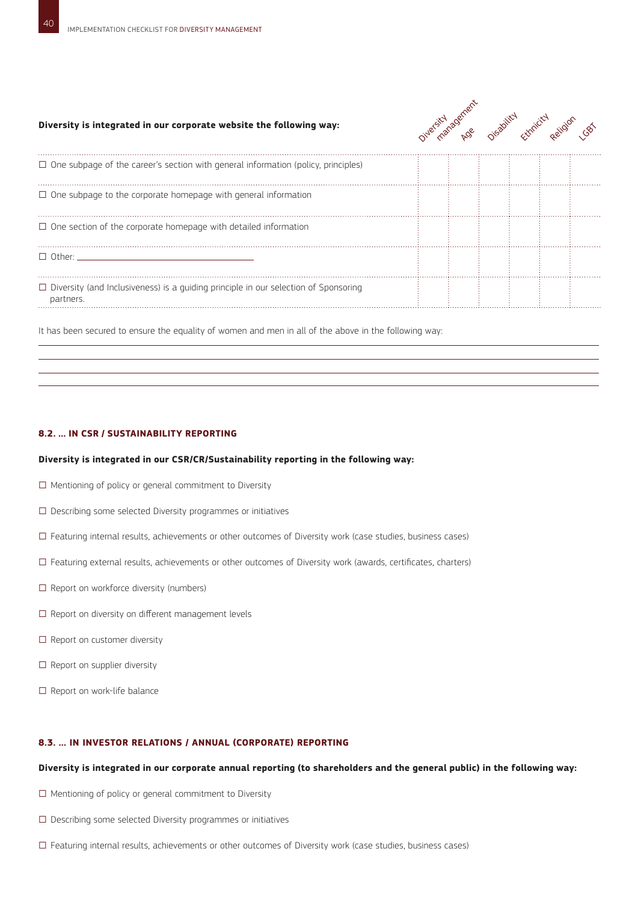| Diversity is integrated in our corporate website the following way: | Diversity management | Age | Disability | Ethnicity | Religion | LGBT |
|---|---|---|---|---|---|---|
| ☐ One subpage of the career's section with general information (policy, principles) | | | | | | |
| ☐ One subpage to the corporate homepage with general information | | | | | | |
| ☐ One section of the corporate homepage with detailed information | | | | | | |
| ☐ Other: ________________ | | | | | | |
| ☐ Diversity (and Inclusiveness) is a guiding principle in our selection of Sponsoring partners. | | | | | | |

It has been secured to ensure the equality of women and men in all of the above in the following way:

______________________________________________

______________________________________________

______________________________________________

______________________________________________

#### 8.2. … IN CSR / SUSTAINABILITY REPORTING

**Diversity is integrated in our CSR/CR/Sustainability reporting in the following way:**

☐ Mentioning of policy or general commitment to Diversity

☐ Describing some selected Diversity programmes or initiatives

☐ Featuring internal results, achievements or other outcomes of Diversity work (case studies, business cases)

☐ Featuring external results, achievements or other outcomes of Diversity work (awards, certificates, charters)

☐ Report on workforce diversity (numbers)

☐ Report on diversity on different management levels

☐ Report on customer diversity

☐ Report on supplier diversity

☐ Report on work-life balance

#### 8.3. … IN INVESTOR RELATIONS / ANNUAL (CORPORATE) REPORTING

**Diversity is integrated in our corporate annual reporting (to shareholders and the general public) in the following way:**

☐ Mentioning of policy or general commitment to Diversity

☐ Describing some selected Diversity programmes or initiatives

☐ Featuring internal results, achievements or other outcomes of Diversity work (case studies, business cases)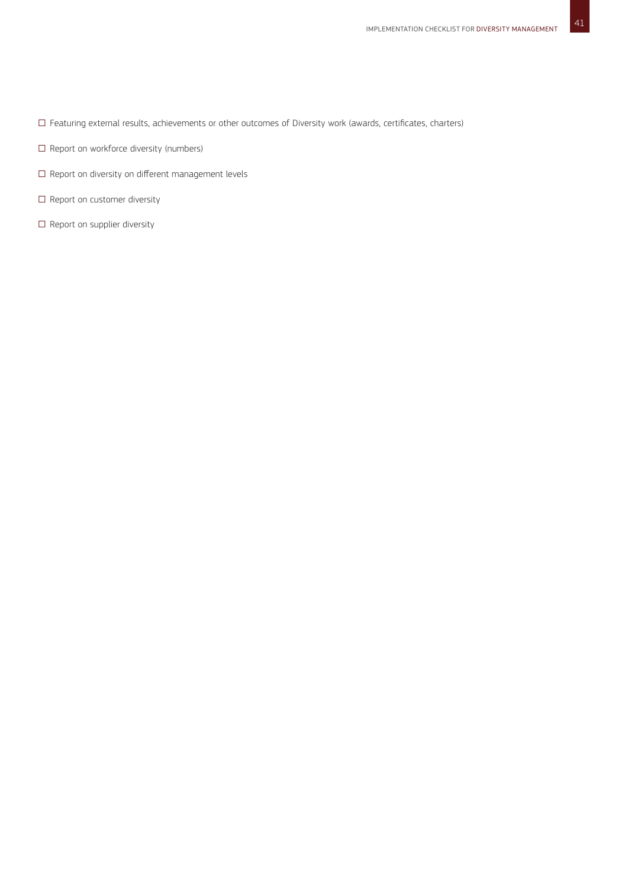- ☐ Featuring external results, achievements or other outcomes of Diversity work (awards, certificates, charters)
- ☐ Report on workforce diversity (numbers)
- ☐ Report on diversity on different management levels
- ☐ Report on customer diversity
- ☐ Report on supplier diversity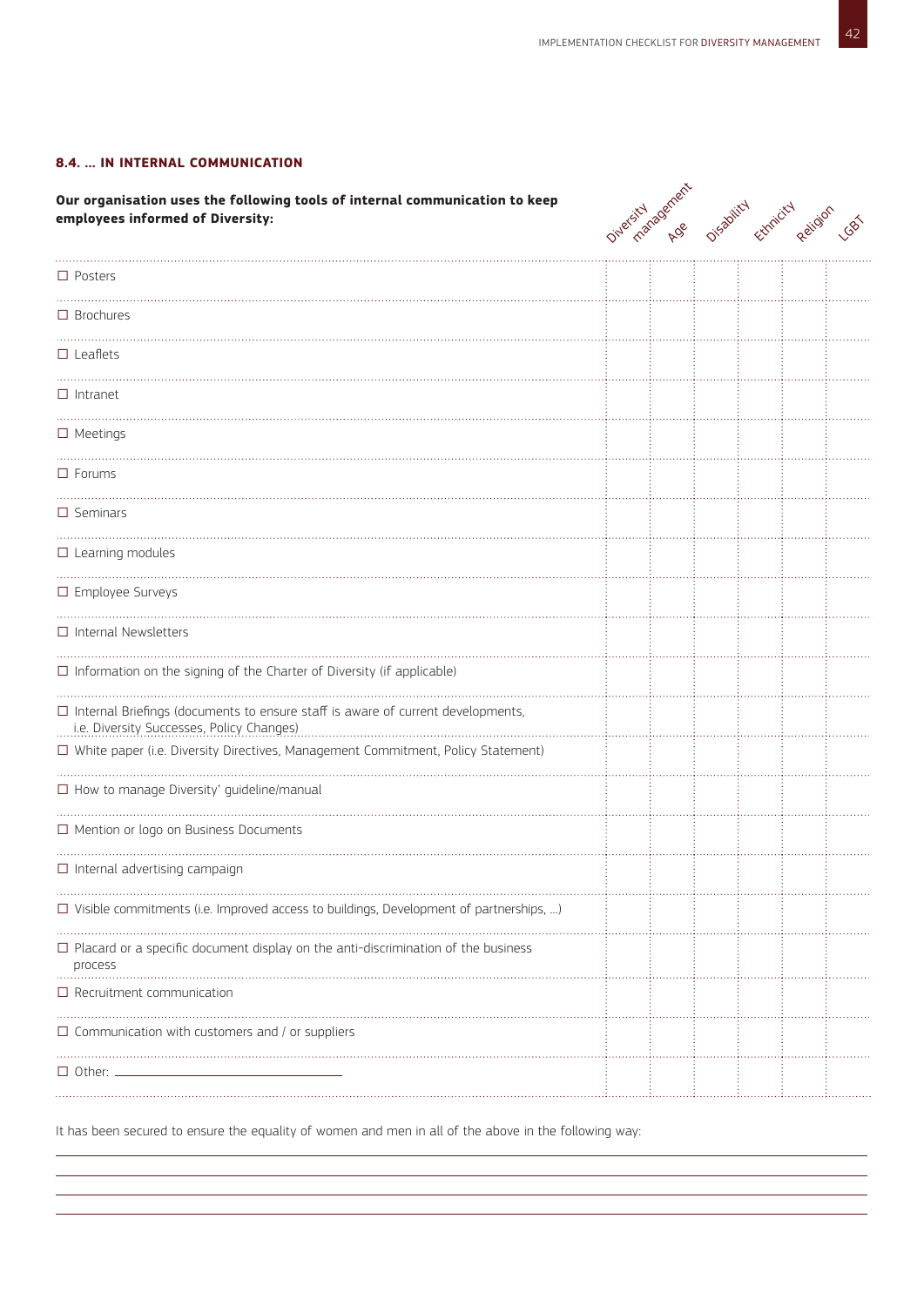#### 8.4. … IN INTERNAL COMMUNICATION

| **Our organisation uses the following tools of internal communication to keep employees informed of Diversity:** | Diversity management | Age | Disability | Ethnicity | Religion | LGBT |
|---|---|---|---|---|---|---|
| ☐ Posters | | | | | | |
| ☐ Brochures | | | | | | |
| ☐ Leaflets | | | | | | |
| ☐ Intranet | | | | | | |
| ☐ Meetings | | | | | | |
| ☐ Forums | | | | | | |
| ☐ Seminars | | | | | | |
| ☐ Learning modules | | | | | | |
| ☐ Employee Surveys | | | | | | |
| ☐ Internal Newsletters | | | | | | |
| ☐ Information on the signing of the Charter of Diversity (if applicable) | | | | | | |
| ☐ Internal Briefings (documents to ensure staff is aware of current developments, i.e. Diversity Successes, Policy Changes) | | | | | | |
| ☐ White paper (i.e. Diversity Directives, Management Commitment, Policy Statement) | | | | | | |
| ☐ How to manage Diversity' guideline/manual | | | | | | |
| ☐ Mention or logo on Business Documents | | | | | | |
| ☐ Internal advertising campaign | | | | | | |
| ☐ Visible commitments (i.e. Improved access to buildings, Development of partnerships, …) | | | | | | |
| ☐ Placard or a specific document display on the anti-discrimination of the business process | | | | | | |
| ☐ Recruitment communication | | | | | | |
| ☐ Communication with customers and / or suppliers | | | | | | |
| ☐ Other: ______________________ | | | | | | |

It has been secured to ensure the equality of women and men in all of the above in the following way:

______________________________________________________________________

______________________________________________________________________

______________________________________________________________________

______________________________________________________________________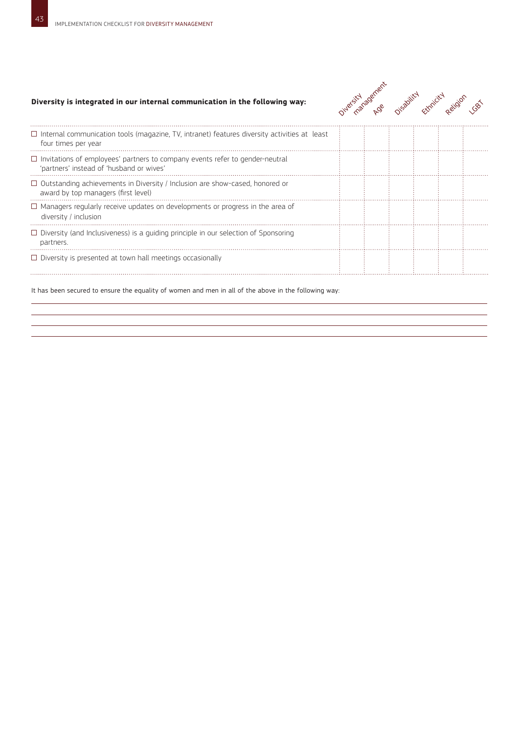| Diversity is integrated in our internal communication in the following way: | Diversity management | Age | Disability | Ethnicity | Religion | LGBT |
|---|---|---|---|---|---|---|
| ☐ Internal communication tools (magazine, TV, intranet) features diversity activities at least four times per year | | | | | | |
| ☐ Invitations of employees' partners to company events refer to gender-neutral 'partners' instead of 'husband or wives' | | | | | | |
| ☐ Outstanding achievements in Diversity / Inclusion are show-cased, honored or award by top managers (first level) | | | | | | |
| ☐ Managers regularly receive updates on developments or progress in the area of diversity / inclusion | | | | | | |
| ☐ Diversity (and Inclusiveness) is a guiding principle in our selection of Sponsoring partners. | | | | | | |
| ☐ Diversity is presented at town hall meetings occasionally | | | | | | |

It has been secured to ensure the equality of women and men in all of the above in the following way:

\_\_\_\_\_\_\_\_\_\_\_\_\_\_\_\_\_\_\_\_\_\_\_\_\_\_\_\_\_\_\_\_\_\_\_\_\_\_\_\_\_\_\_\_\_\_\_\_\_\_\_\_\_\_\_\_\_\_\_\_\_\_\_\_\_\_\_\_\_\_\_\_\_\_\_\_\_\_

\_\_\_\_\_\_\_\_\_\_\_\_\_\_\_\_\_\_\_\_\_\_\_\_\_\_\_\_\_\_\_\_\_\_\_\_\_\_\_\_\_\_\_\_\_\_\_\_\_\_\_\_\_\_\_\_\_\_\_\_\_\_\_\_\_\_\_\_\_\_\_\_\_\_\_\_\_\_

\_\_\_\_\_\_\_\_\_\_\_\_\_\_\_\_\_\_\_\_\_\_\_\_\_\_\_\_\_\_\_\_\_\_\_\_\_\_\_\_\_\_\_\_\_\_\_\_\_\_\_\_\_\_\_\_\_\_\_\_\_\_\_\_\_\_\_\_\_\_\_\_\_\_\_\_\_\_

\_\_\_\_\_\_\_\_\_\_\_\_\_\_\_\_\_\_\_\_\_\_\_\_\_\_\_\_\_\_\_\_\_\_\_\_\_\_\_\_\_\_\_\_\_\_\_\_\_\_\_\_\_\_\_\_\_\_\_\_\_\_\_\_\_\_\_\_\_\_\_\_\_\_\_\_\_\_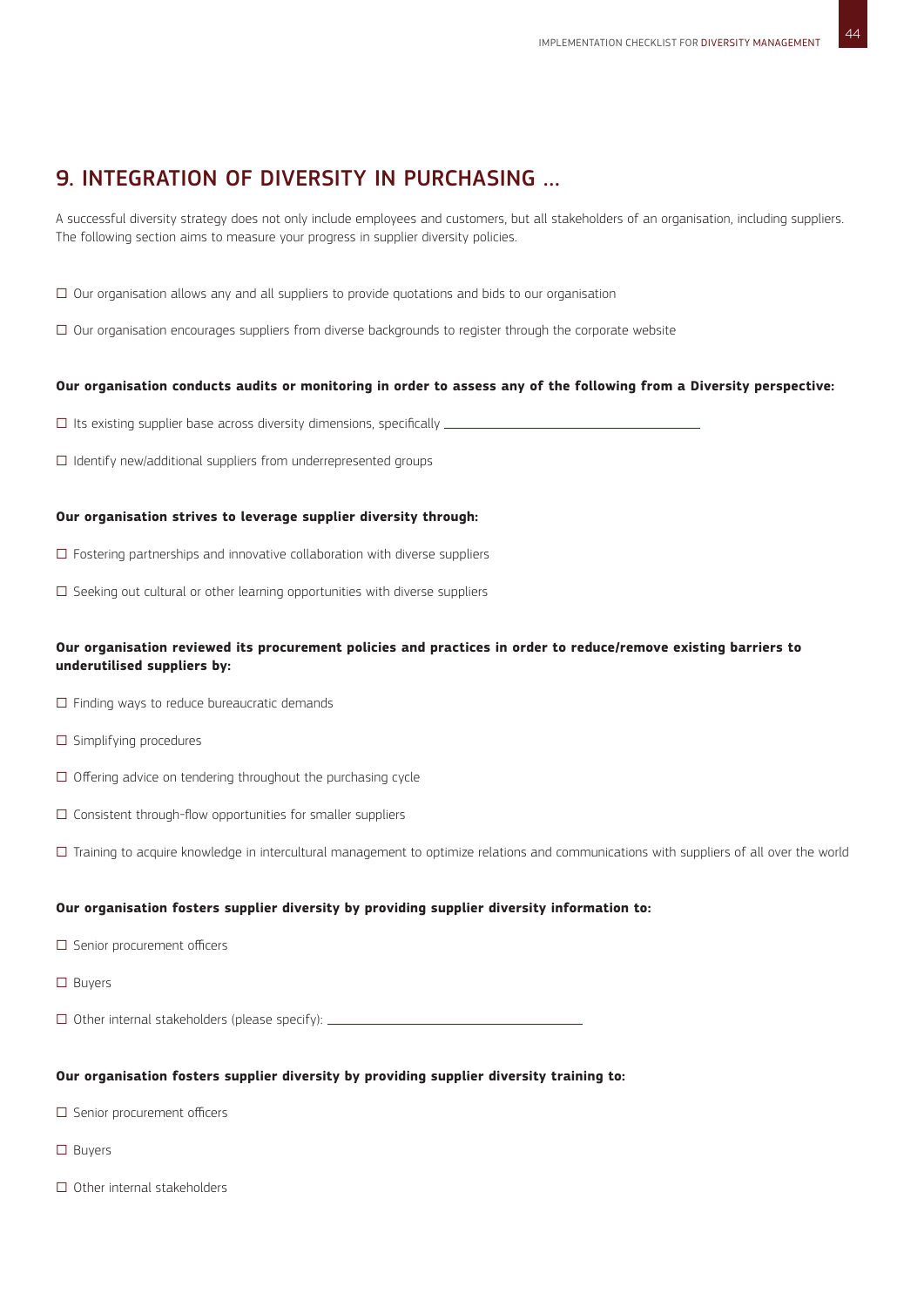## 9. INTEGRATION OF DIVERSITY IN PURCHASING …

A successful diversity strategy does not only include employees and customers, but all stakeholders of an organisation, including suppliers. The following section aims to measure your progress in supplier diversity policies.

☐ Our organisation allows any and all suppliers to provide quotations and bids to our organisation

☐ Our organisation encourages suppliers from diverse backgrounds to register through the corporate website

**Our organisation conducts audits or monitoring in order to assess any of the following from a Diversity perspective:**

☐ Its existing supplier base across diversity dimensions, specifically ______________________________

☐ Identify new/additional suppliers from underrepresented groups

**Our organisation strives to leverage supplier diversity through:**

☐ Fostering partnerships and innovative collaboration with diverse suppliers

☐ Seeking out cultural or other learning opportunities with diverse suppliers

**Our organisation reviewed its procurement policies and practices in order to reduce/remove existing barriers to underutilised suppliers by:**

☐ Finding ways to reduce bureaucratic demands

☐ Simplifying procedures

☐ Offering advice on tendering throughout the purchasing cycle

☐ Consistent through-flow opportunities for smaller suppliers

☐ Training to acquire knowledge in intercultural management to optimize relations and communications with suppliers of all over the world

**Our organisation fosters supplier diversity by providing supplier diversity information to:**

☐ Senior procurement officers

☐ Buyers

☐ Other internal stakeholders (please specify): ______________________________

**Our organisation fosters supplier diversity by providing supplier diversity training to:**

☐ Senior procurement officers

☐ Buyers

☐ Other internal stakeholders